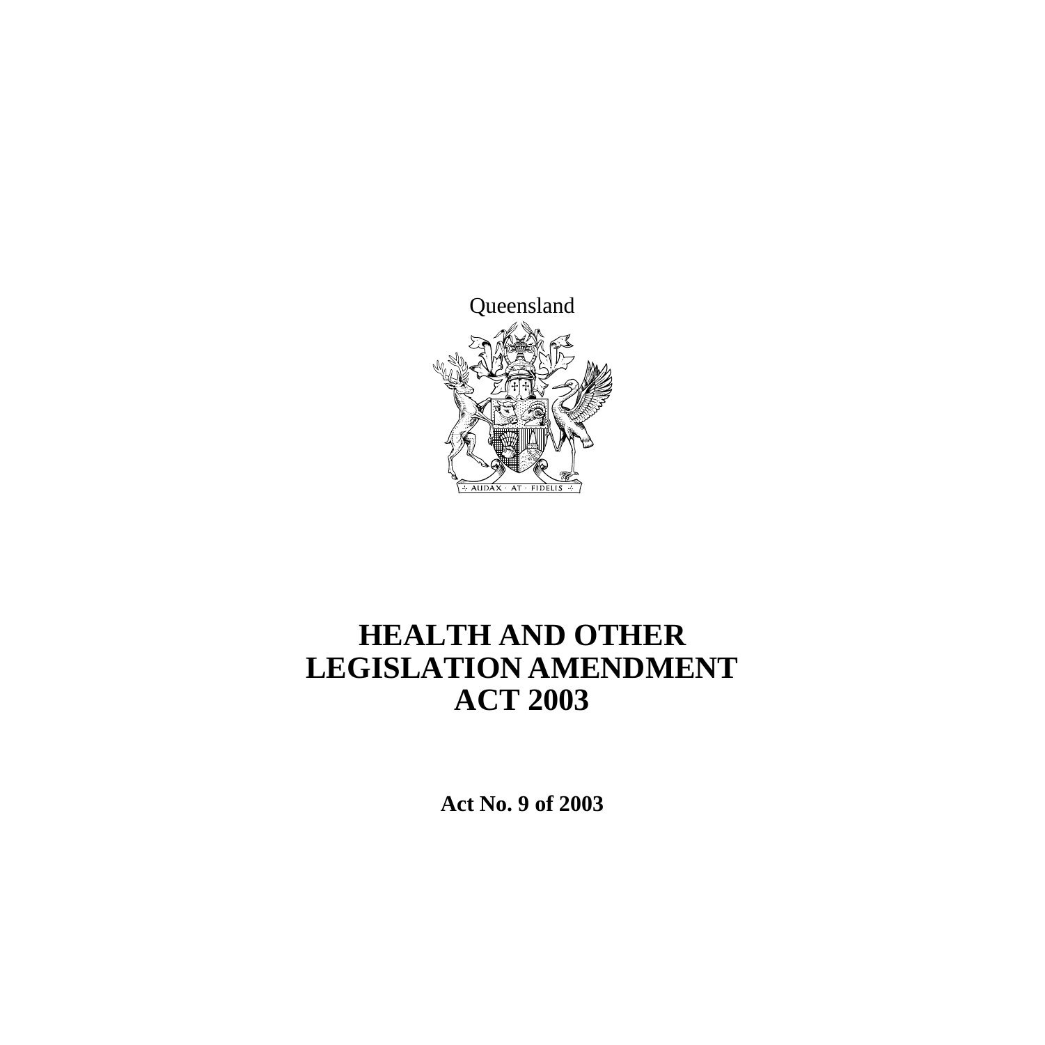Queensland

# HEALTH AND OTHER LEGISLATION AMENDMENT ACT 2003

**Act No. 9 of 2003**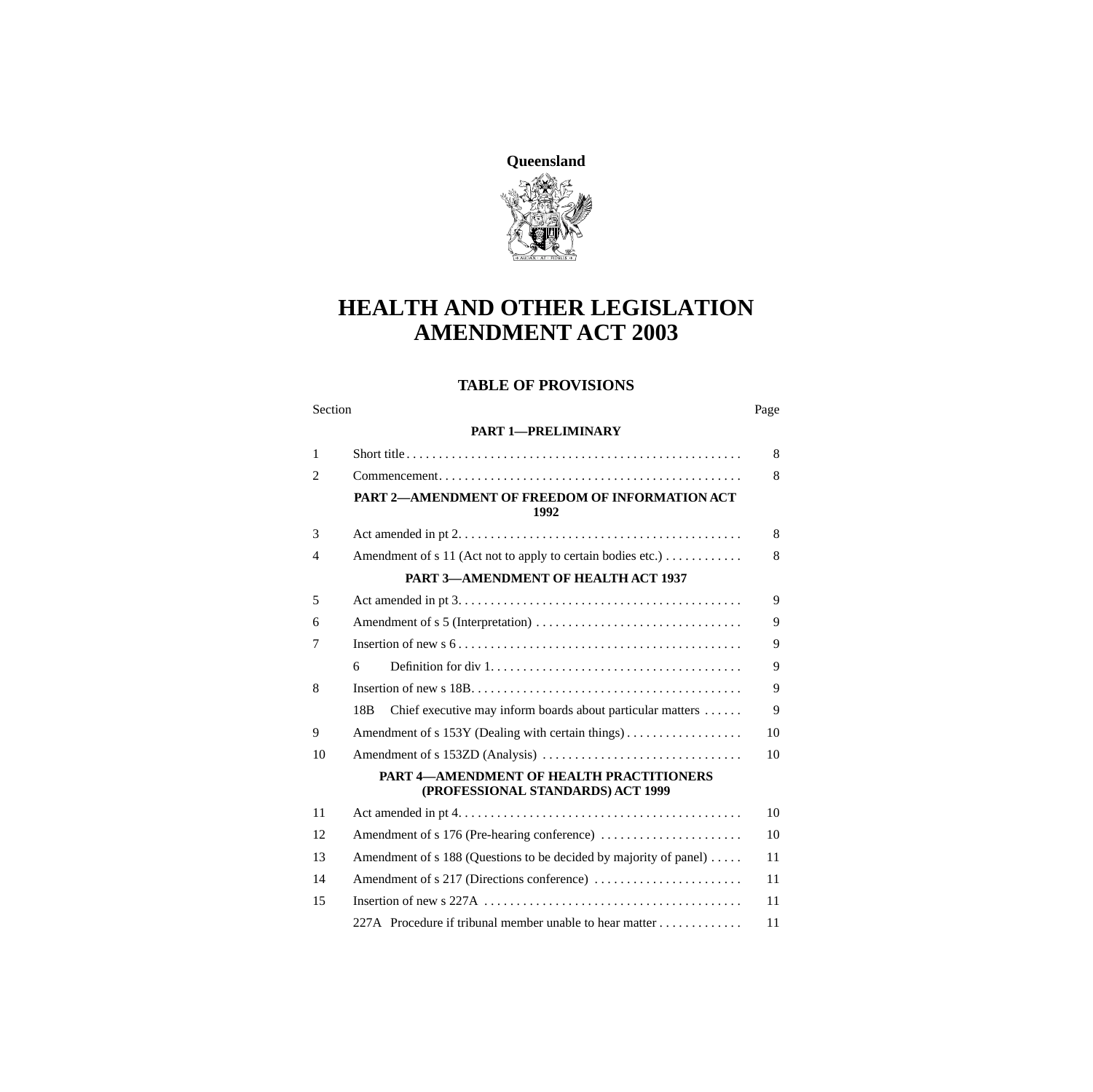**Queensland**

# HEALTH AND OTHER LEGISLATION AMENDMENT ACT 2003

## TABLE OF PROVISIONS

| Section | | Page |
|---|---|---|
| | **PART 1—PRELIMINARY** | |
| 1 | Short title | 8 |
| 2 | Commencement | 8 |
| | **PART 2—AMENDMENT OF FREEDOM OF INFORMATION ACT 1992** | |
| 3 | Act amended in pt 2 | 8 |
| 4 | Amendment of s 11 (Act not to apply to certain bodies etc.) | 8 |
| | **PART 3—AMENDMENT OF HEALTH ACT 1937** | |
| 5 | Act amended in pt 3 | 9 |
| 6 | Amendment of s 5 (Interpretation) | 9 |
| 7 | Insertion of new s 6 | 9 |
| | 6 Definition for div 1 | 9 |
| 8 | Insertion of new s 18B | 9 |
| | 18B Chief executive may inform boards about particular matters | 9 |
| 9 | Amendment of s 153Y (Dealing with certain things) | 10 |
| 10 | Amendment of s 153ZD (Analysis) | 10 |
| | **PART 4—AMENDMENT OF HEALTH PRACTITIONERS (PROFESSIONAL STANDARDS) ACT 1999** | |
| 11 | Act amended in pt 4 | 10 |
| 12 | Amendment of s 176 (Pre-hearing conference) | 10 |
| 13 | Amendment of s 188 (Questions to be decided by majority of panel) | 11 |
| 14 | Amendment of s 217 (Directions conference) | 11 |
| 15 | Insertion of new s 227A | 11 |
| | 227A Procedure if tribunal member unable to hear matter | 11 |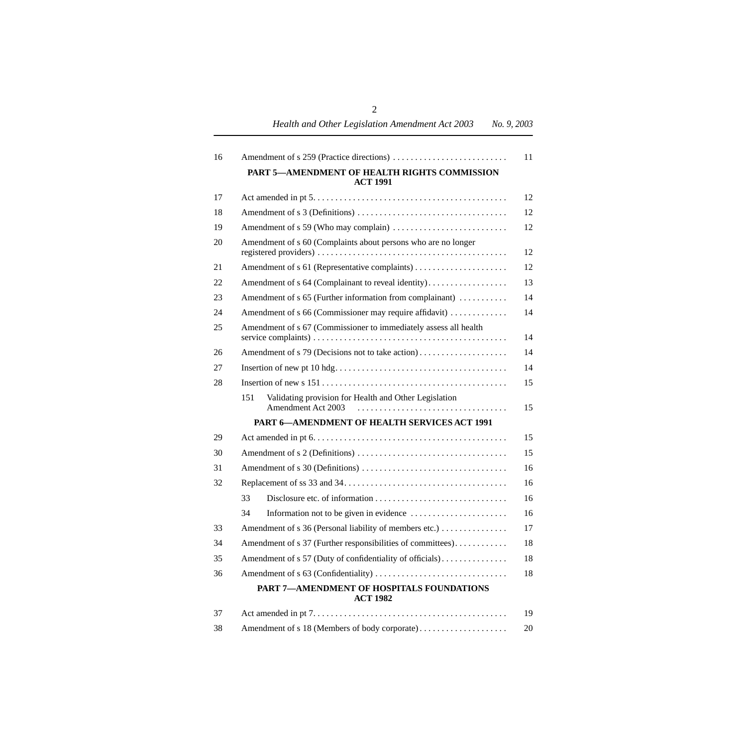| | | |
|---|---|---|
| 16 | Amendment of s 259 (Practice directions) | 11 |

**PART 5—AMENDMENT OF HEALTH RIGHTS COMMISSION ACT 1991**

| | | |
|---|---|---|
| 17 | Act amended in pt 5 | 12 |
| 18 | Amendment of s 3 (Definitions) | 12 |
| 19 | Amendment of s 59 (Who may complain) | 12 |
| 20 | Amendment of s 60 (Complaints about persons who are no longer registered providers) | 12 |
| 21 | Amendment of s 61 (Representative complaints) | 12 |
| 22 | Amendment of s 64 (Complainant to reveal identity) | 13 |
| 23 | Amendment of s 65 (Further information from complainant) | 14 |
| 24 | Amendment of s 66 (Commissioner may require affidavit) | 14 |
| 25 | Amendment of s 67 (Commissioner to immediately assess all health service complaints) | 14 |
| 26 | Amendment of s 79 (Decisions not to take action) | 14 |
| 27 | Insertion of new pt 10 hdg | 14 |
| 28 | Insertion of new s 151 | 15 |
| | 151 Validating provision for Health and Other Legislation Amendment Act 2003 | 15 |

**PART 6—AMENDMENT OF HEALTH SERVICES ACT 1991**

| | | |
|---|---|---|
| 29 | Act amended in pt 6 | 15 |
| 30 | Amendment of s 2 (Definitions) | 15 |
| 31 | Amendment of s 30 (Definitions) | 16 |
| 32 | Replacement of ss 33 and 34 | 16 |
| | 33 Disclosure etc. of information | 16 |
| | 34 Information not to be given in evidence | 16 |
| 33 | Amendment of s 36 (Personal liability of members etc.) | 17 |
| 34 | Amendment of s 37 (Further responsibilities of committees) | 18 |
| 35 | Amendment of s 57 (Duty of confidentiality of officials) | 18 |
| 36 | Amendment of s 63 (Confidentiality) | 18 |

**PART 7—AMENDMENT OF HOSPITALS FOUNDATIONS ACT 1982**

| | | |
|---|---|---|
| 37 | Act amended in pt 7 | 19 |
| 38 | Amendment of s 18 (Members of body corporate) | 20 |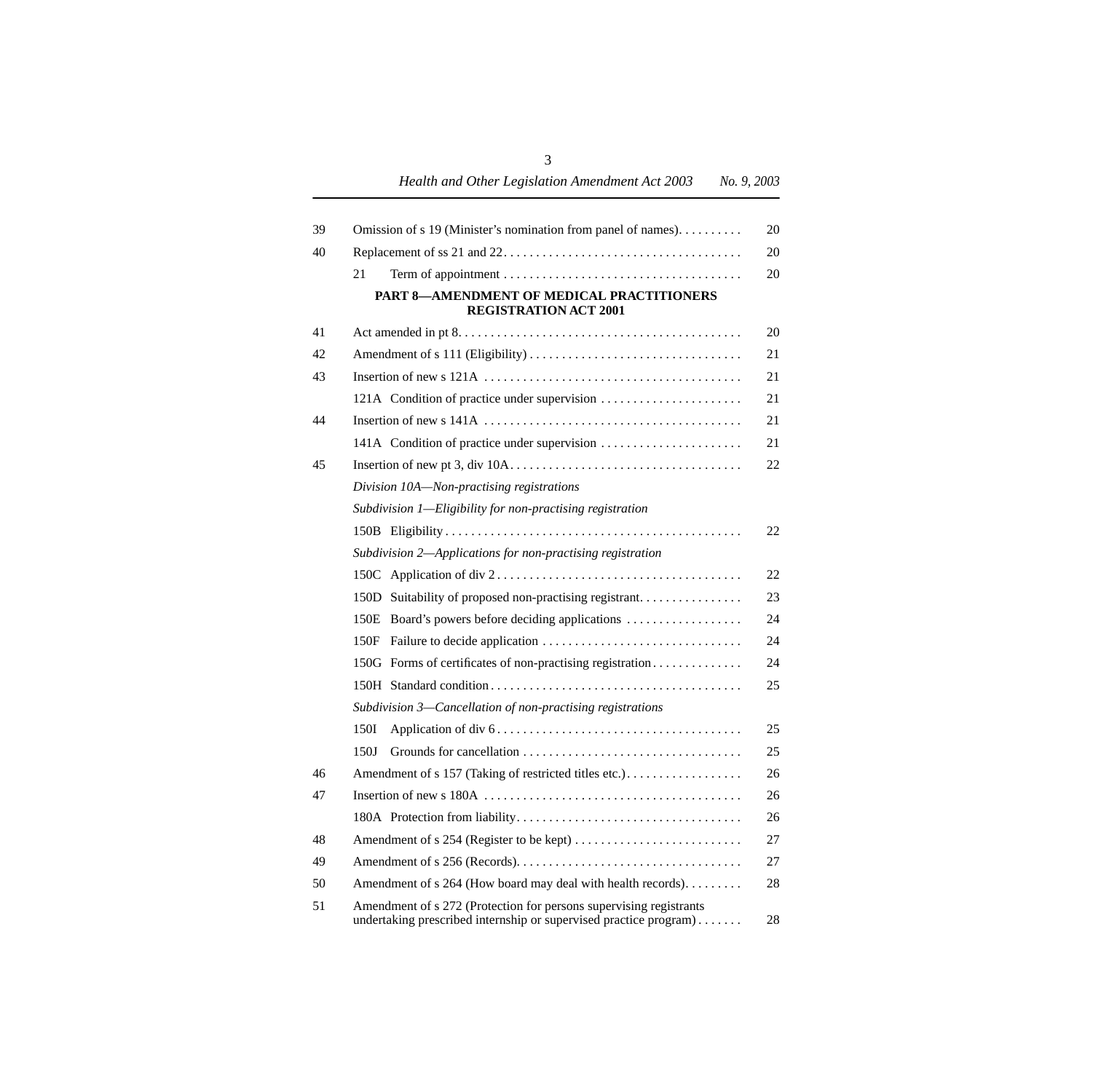| | | |
|---|---|---|
| 39 | Omission of s 19 (Minister's nomination from panel of names) | 20 |
| 40 | Replacement of ss 21 and 22 | 20 |
| | 21 Term of appointment | 20 |
| | **PART 8—AMENDMENT OF MEDICAL PRACTITIONERS REGISTRATION ACT 2001** | |
| 41 | Act amended in pt 8 | 20 |
| 42 | Amendment of s 111 (Eligibility) | 21 |
| 43 | Insertion of new s 121A | 21 |
| | 121A Condition of practice under supervision | 21 |
| 44 | Insertion of new s 141A | 21 |
| | 141A Condition of practice under supervision | 21 |
| 45 | Insertion of new pt 3, div 10A | 22 |
| | *Division 10A—Non-practising registrations* | |
| | *Subdivision 1—Eligibility for non-practising registration* | |
| | 150B Eligibility | 22 |
| | *Subdivision 2—Applications for non-practising registration* | |
| | 150C Application of div 2 | 22 |
| | 150D Suitability of proposed non-practising registrant | 23 |
| | 150E Board's powers before deciding applications | 24 |
| | 150F Failure to decide application | 24 |
| | 150G Forms of certificates of non-practising registration | 24 |
| | 150H Standard condition | 25 |
| | *Subdivision 3—Cancellation of non-practising registrations* | |
| | 150I Application of div 6 | 25 |
| | 150J Grounds for cancellation | 25 |
| 46 | Amendment of s 157 (Taking of restricted titles etc.) | 26 |
| 47 | Insertion of new s 180A | 26 |
| | 180A Protection from liability | 26 |
| 48 | Amendment of s 254 (Register to be kept) | 27 |
| 49 | Amendment of s 256 (Records) | 27 |
| 50 | Amendment of s 264 (How board may deal with health records) | 28 |
| 51 | Amendment of s 272 (Protection for persons supervising registrants undertaking prescribed internship or supervised practice program) | 28 |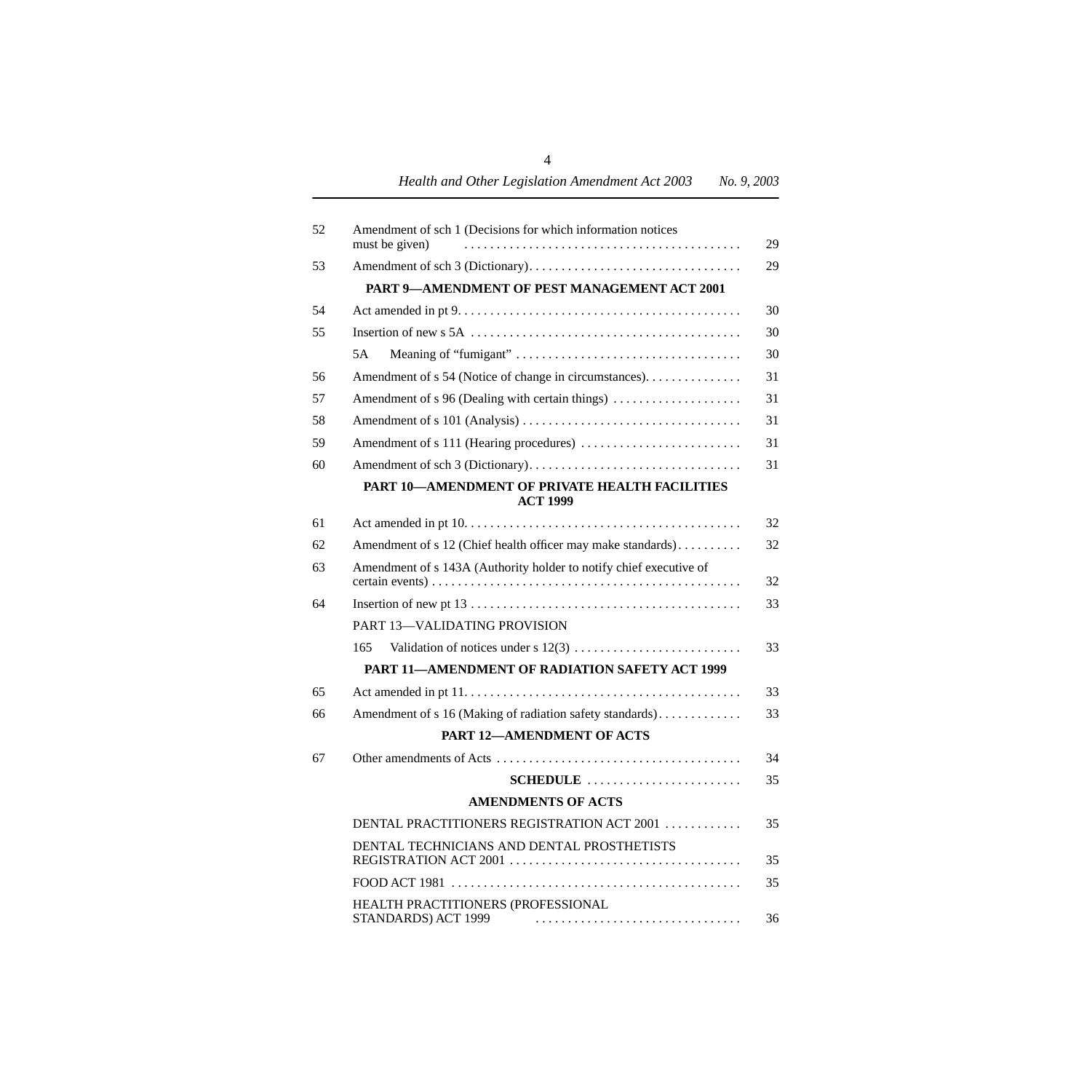| | | |
|---|---|---|
| 52 | Amendment of sch 1 (Decisions for which information notices must be given) | 29 |
| 53 | Amendment of sch 3 (Dictionary) | 29 |
| | **PART 9—AMENDMENT OF PEST MANAGEMENT ACT 2001** | |
| 54 | Act amended in pt 9 | 30 |
| 55 | Insertion of new s 5A | 30 |
| | 5A Meaning of "fumigant" | 30 |
| 56 | Amendment of s 54 (Notice of change in circumstances) | 31 |
| 57 | Amendment of s 96 (Dealing with certain things) | 31 |
| 58 | Amendment of s 101 (Analysis) | 31 |
| 59 | Amendment of s 111 (Hearing procedures) | 31 |
| 60 | Amendment of sch 3 (Dictionary) | 31 |
| | **PART 10—AMENDMENT OF PRIVATE HEALTH FACILITIES ACT 1999** | |
| 61 | Act amended in pt 10 | 32 |
| 62 | Amendment of s 12 (Chief health officer may make standards) | 32 |
| 63 | Amendment of s 143A (Authority holder to notify chief executive of certain events) | 32 |
| 64 | Insertion of new pt 13 | 33 |
| | PART 13—VALIDATING PROVISION | |
| | 165 Validation of notices under s 12(3) | 33 |
| | **PART 11—AMENDMENT OF RADIATION SAFETY ACT 1999** | |
| 65 | Act amended in pt 11 | 33 |
| 66 | Amendment of s 16 (Making of radiation safety standards) | 33 |
| | **PART 12—AMENDMENT OF ACTS** | |
| 67 | Other amendments of Acts | 34 |
| | **SCHEDULE** | 35 |
| | **AMENDMENTS OF ACTS** | |
| | DENTAL PRACTITIONERS REGISTRATION ACT 2001 | 35 |
| | DENTAL TECHNICIANS AND DENTAL PROSTHETISTS REGISTRATION ACT 2001 | 35 |
| | FOOD ACT 1981 | 35 |
| | HEALTH PRACTITIONERS (PROFESSIONAL STANDARDS) ACT 1999 | 36 |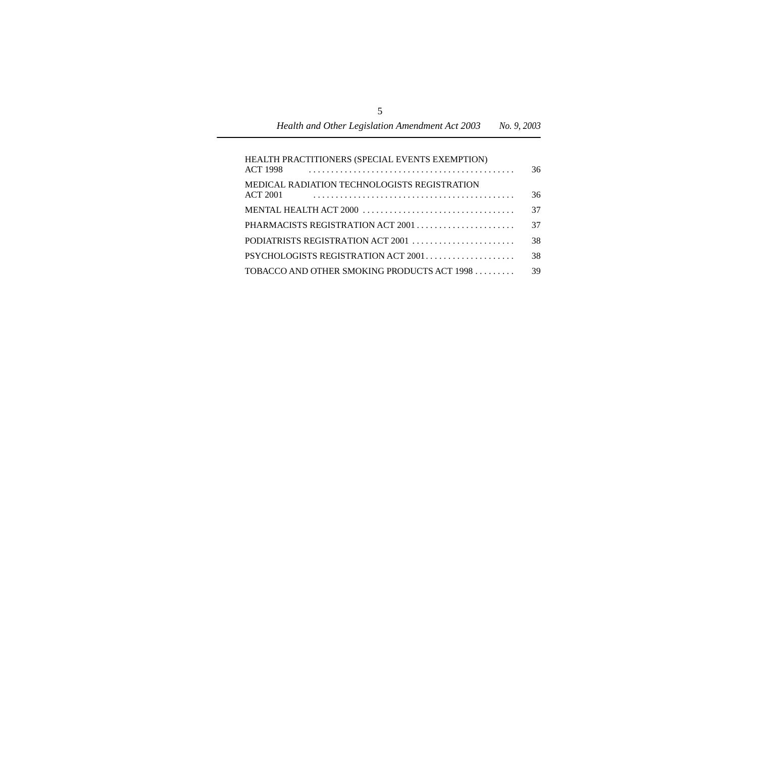| | |
|---|---|
| HEALTH PRACTITIONERS (SPECIAL EVENTS EXEMPTION) ACT 1998 | 36 |
| MEDICAL RADIATION TECHNOLOGISTS REGISTRATION ACT 2001 | 36 |
| MENTAL HEALTH ACT 2000 | 37 |
| PHARMACISTS REGISTRATION ACT 2001 | 37 |
| PODIATRISTS REGISTRATION ACT 2001 | 38 |
| PSYCHOLOGISTS REGISTRATION ACT 2001 | 38 |
| TOBACCO AND OTHER SMOKING PRODUCTS ACT 1998 | 39 |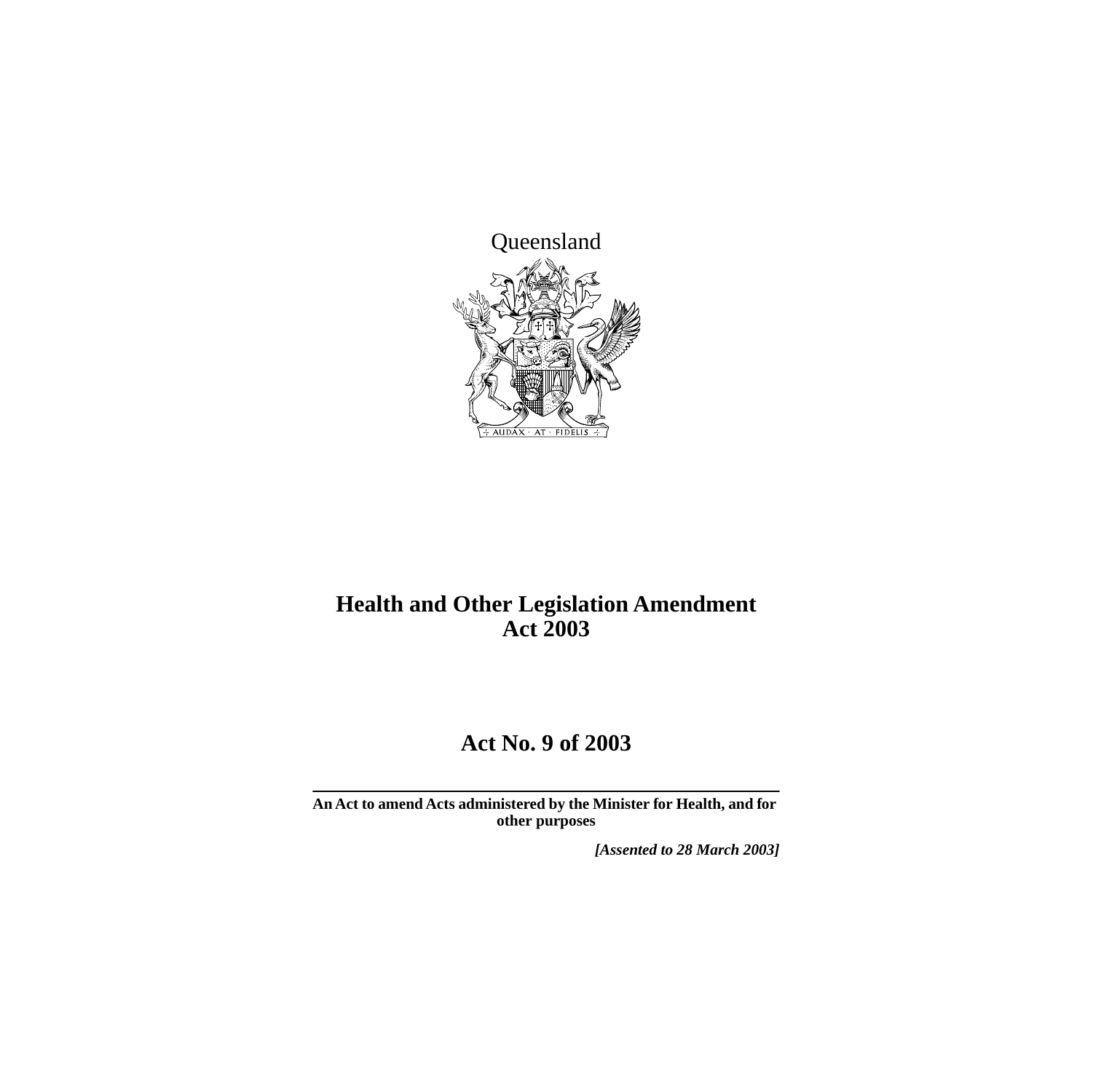Queensland

# Health and Other Legislation Amendment Act 2003

## Act No. 9 of 2003

**An Act to amend Acts administered by the Minister for Health, and for other purposes**

***[Assented to 28 March 2003]***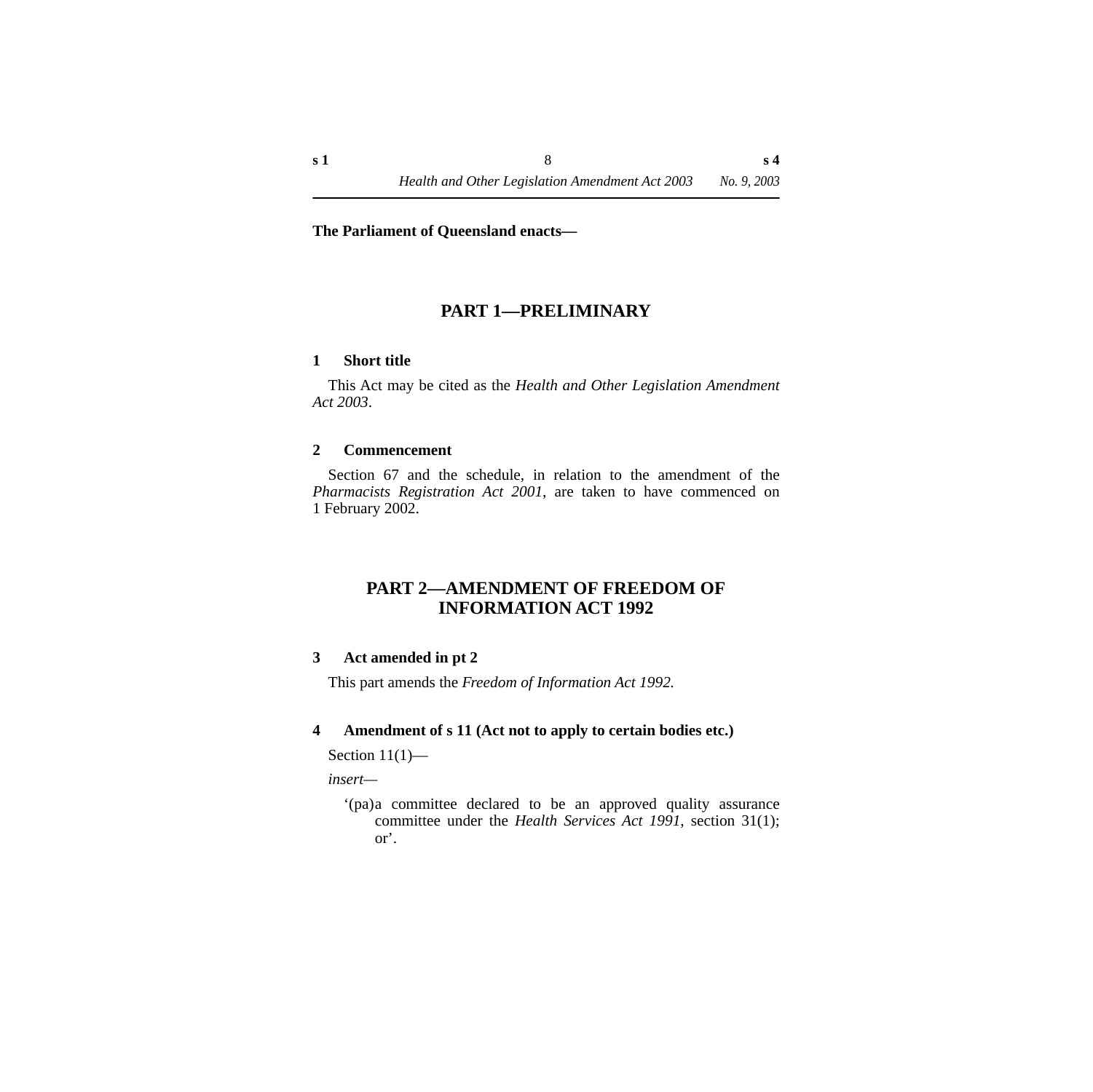**The Parliament of Queensland enacts—**

## PART 1—PRELIMINARY

### 1 Short title

This Act may be cited as the *Health and Other Legislation Amendment Act 2003*.

### 2 Commencement

Section 67 and the schedule, in relation to the amendment of the *Pharmacists Registration Act 2001*, are taken to have commenced on 1 February 2002.

## PART 2—AMENDMENT OF FREEDOM OF INFORMATION ACT 1992

### 3 Act amended in pt 2

This part amends the *Freedom of Information Act 1992.*

### 4 Amendment of s 11 (Act not to apply to certain bodies etc.)

Section 11(1)—

*insert—*

‘(pa) a committee declared to be an approved quality assurance committee under the *Health Services Act 1991*, section 31(1); or’.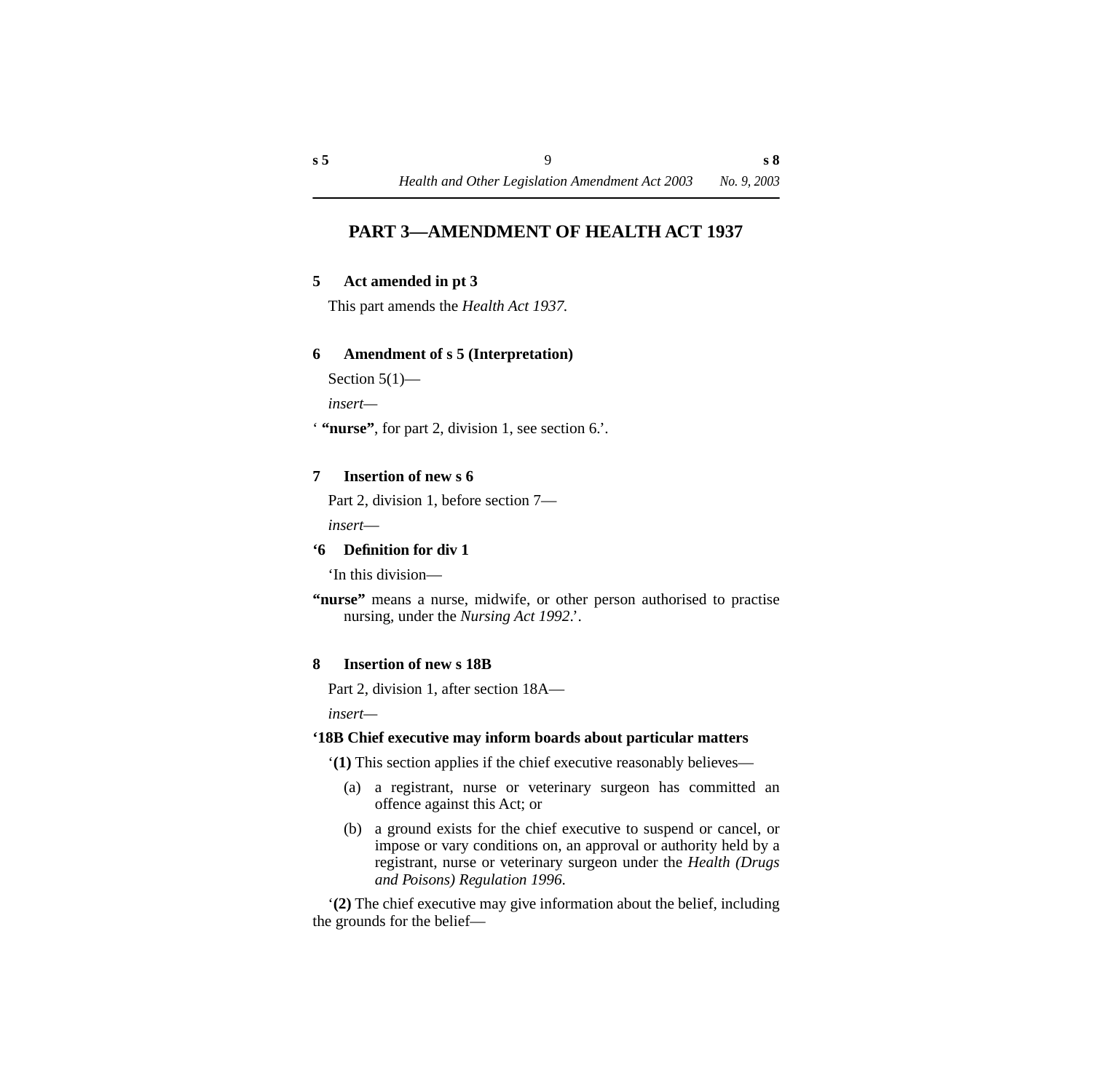## PART 3—AMENDMENT OF HEALTH ACT 1937

### 5 Act amended in pt 3

This part amends the *Health Act 1937*.

### 6 Amendment of s 5 (Interpretation)

Section 5(1)—

*insert*—

‘ **“nurse”**, for part 2, division 1, see section 6.’.

### 7 Insertion of new s 6

Part 2, division 1, before section 7—

*insert*—

**‘6 Definition for div 1**

‘In this division—

**“nurse”** means a nurse, midwife, or other person authorised to practise nursing, under the *Nursing Act 1992*.’.

### 8 Insertion of new s 18B

Part 2, division 1, after section 18A—

*insert*—

**‘18B Chief executive may inform boards about particular matters**

‘**(1)** This section applies if the chief executive reasonably believes—

(a) a registrant, nurse or veterinary surgeon has committed an offence against this Act; or

(b) a ground exists for the chief executive to suspend or cancel, or impose or vary conditions on, an approval or authority held by a registrant, nurse or veterinary surgeon under the *Health (Drugs and Poisons) Regulation 1996*.

‘**(2)** The chief executive may give information about the belief, including the grounds for the belief—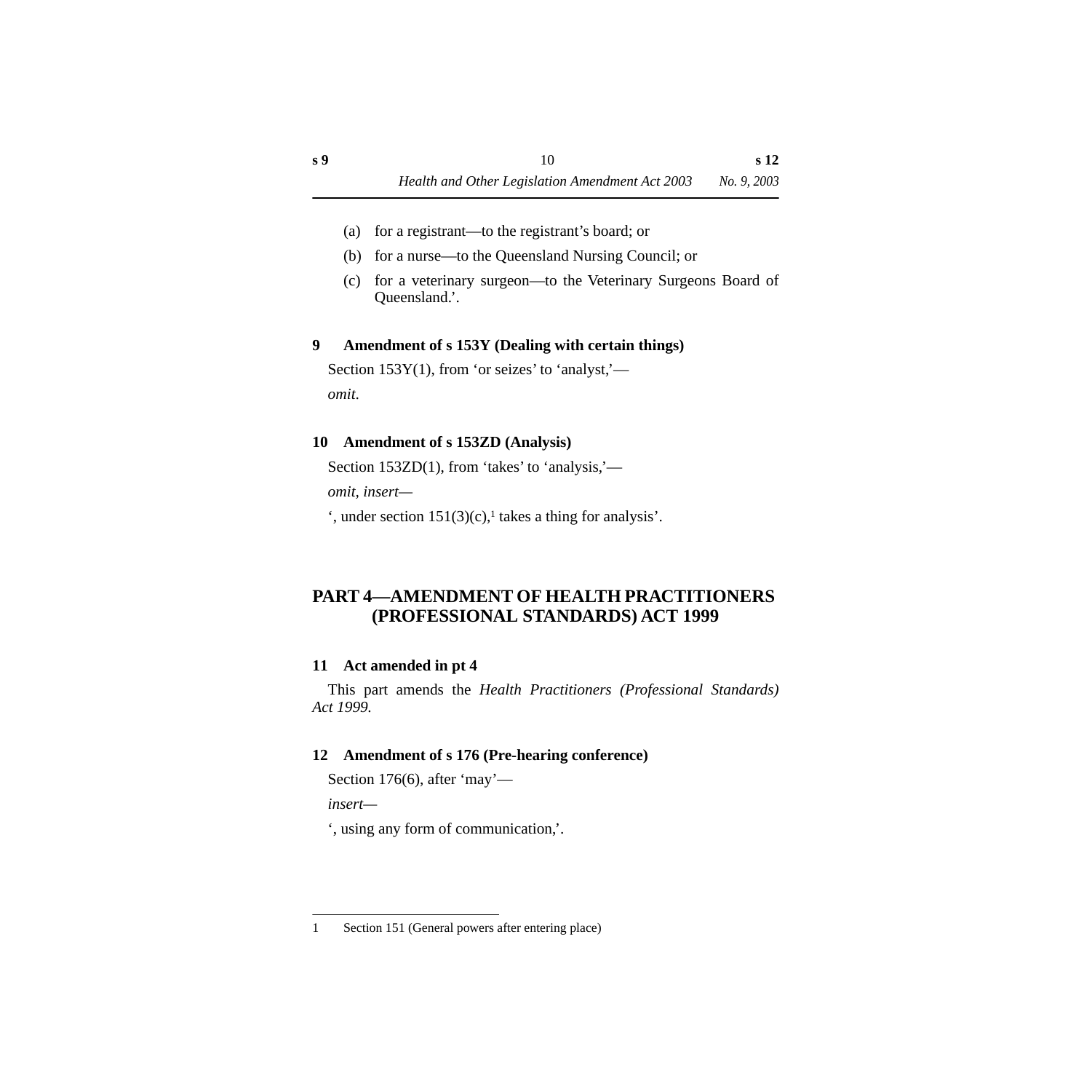(a) for a registrant—to the registrant's board; or

(b) for a nurse—to the Queensland Nursing Council; or

(c) for a veterinary surgeon—to the Veterinary Surgeons Board of Queensland.'.

### 9 Amendment of s 153Y (Dealing with certain things)

Section 153Y(1), from 'or seizes' to 'analyst,'—

*omit.*

### 10 Amendment of s 153ZD (Analysis)

Section 153ZD(1), from 'takes' to 'analysis,'—

*omit, insert*—

', under section 151(3)(c),[1] takes a thing for analysis'.

## PART 4—AMENDMENT OF HEALTH PRACTITIONERS (PROFESSIONAL STANDARDS) ACT 1999

### 11 Act amended in pt 4

This part amends the *Health Practitioners (Professional Standards) Act 1999.*

### 12 Amendment of s 176 (Pre-hearing conference)

Section 176(6), after 'may'—

*insert*—

', using any form of communication,'.

---

1 Section 151 (General powers after entering place)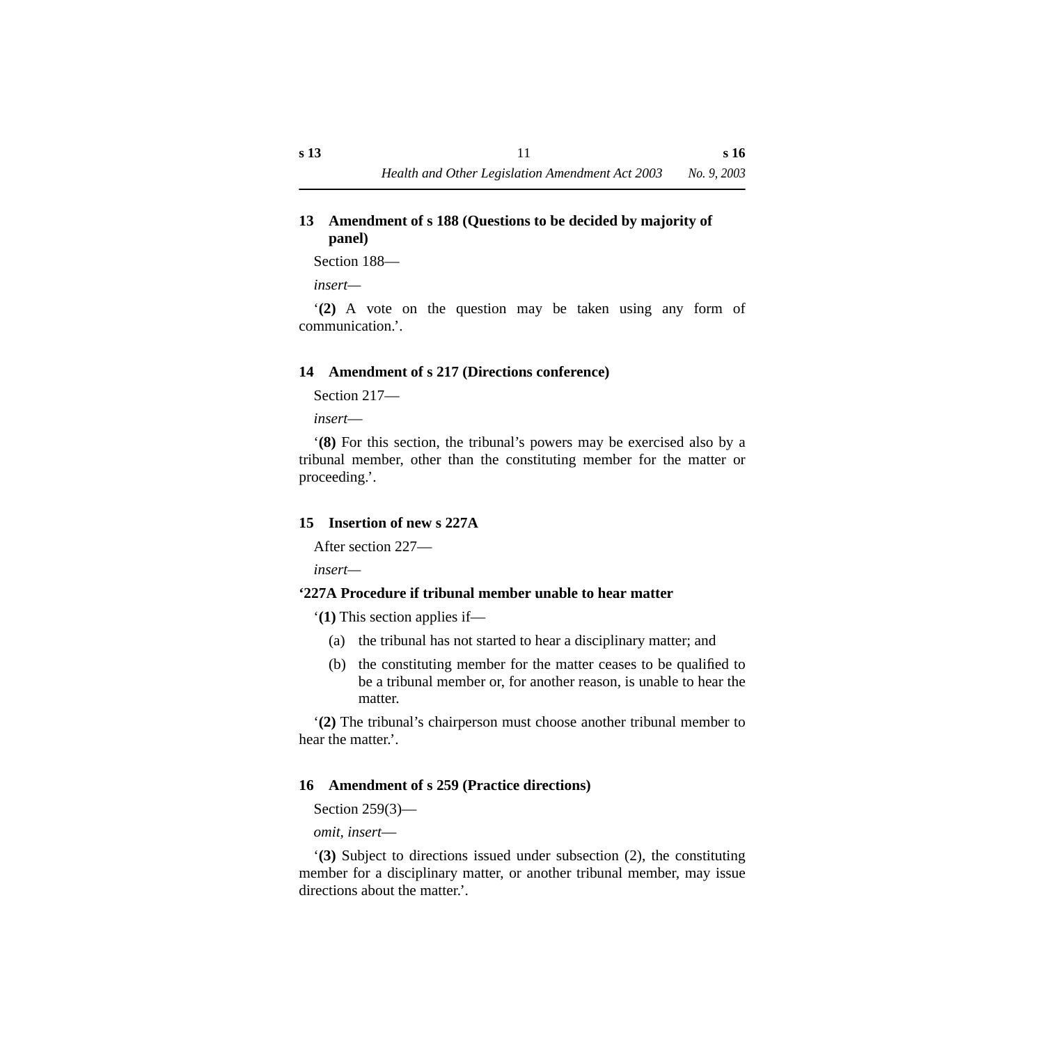### 13 Amendment of s 188 (Questions to be decided by majority of panel)

Section 188—

*insert—*

'**(2)** A vote on the question may be taken using any form of communication.'.

### 14 Amendment of s 217 (Directions conference)

Section 217—

*insert—*

'**(8)** For this section, the tribunal's powers may be exercised also by a tribunal member, other than the constituting member for the matter or proceeding.'.

### 15 Insertion of new s 227A

After section 227—

*insert—*

**'227A Procedure if tribunal member unable to hear matter**

'**(1)** This section applies if—

(a) the tribunal has not started to hear a disciplinary matter; and

(b) the constituting member for the matter ceases to be qualified to be a tribunal member or, for another reason, is unable to hear the matter.

'**(2)** The tribunal's chairperson must choose another tribunal member to hear the matter.'.

### 16 Amendment of s 259 (Practice directions)

Section 259(3)—

*omit, insert—*

'**(3)** Subject to directions issued under subsection (2), the constituting member for a disciplinary matter, or another tribunal member, may issue directions about the matter.'.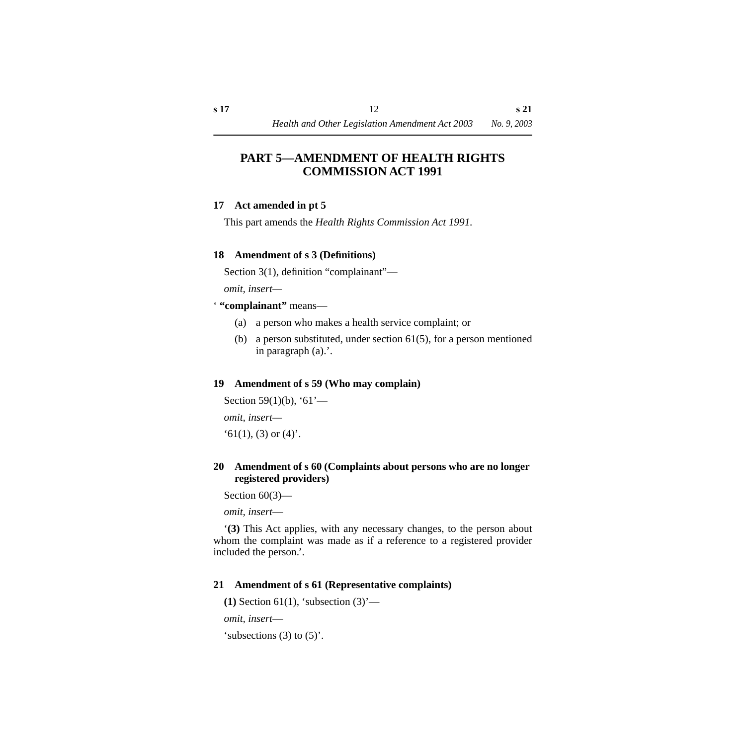# PART 5—AMENDMENT OF HEALTH RIGHTS COMMISSION ACT 1991

## 17 Act amended in pt 5

This part amends the *Health Rights Commission Act 1991*.

## 18 Amendment of s 3 (Definitions)

Section 3(1), definition "complainant"—

*omit, insert*—

' **"complainant"** means—

(a) a person who makes a health service complaint; or

(b) a person substituted, under section 61(5), for a person mentioned in paragraph (a).'.

## 19 Amendment of s 59 (Who may complain)

Section 59(1)(b), '61'—

*omit, insert*—

'61(1), (3) or (4)'.

## 20 Amendment of s 60 (Complaints about persons who are no longer registered providers)

Section 60(3)—

*omit, insert*—

'**(3)** This Act applies, with any necessary changes, to the person about whom the complaint was made as if a reference to a registered provider included the person.'.

## 21 Amendment of s 61 (Representative complaints)

**(1)** Section 61(1), 'subsection (3)'—

*omit, insert*—

'subsections (3) to (5)'.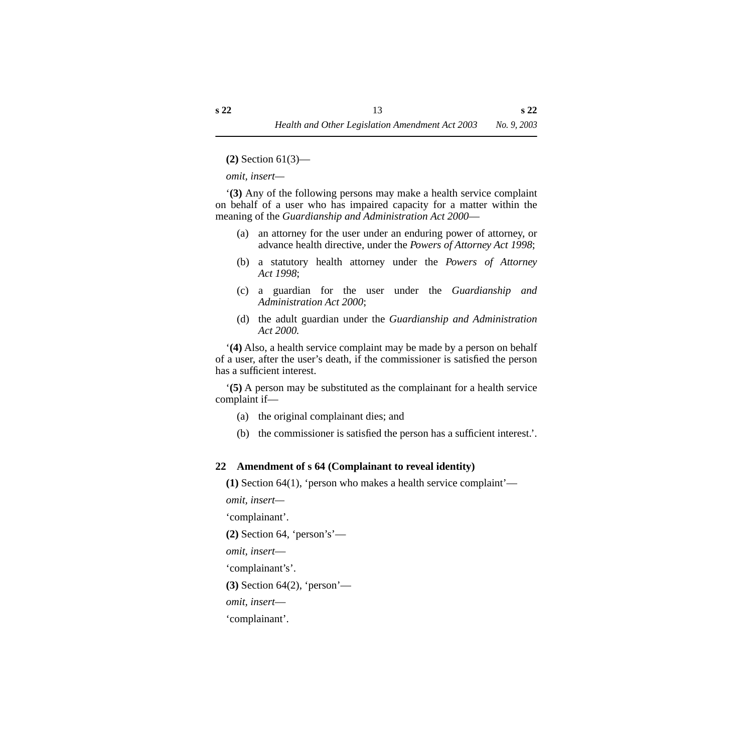**(2)** Section 61(3)—

*omit, insert*—

‘**(3)** Any of the following persons may make a health service complaint on behalf of a user who has impaired capacity for a matter within the meaning of the *Guardianship and Administration Act 2000*—

(a) an attorney for the user under an enduring power of attorney, or advance health directive, under the *Powers of Attorney Act 1998*;

(b) a statutory health attorney under the *Powers of Attorney Act 1998*;

(c) a guardian for the user under the *Guardianship and Administration Act 2000*;

(d) the adult guardian under the *Guardianship and Administration Act 2000.*

‘**(4)** Also, a health service complaint may be made by a person on behalf of a user, after the user’s death, if the commissioner is satisfied the person has a sufficient interest.

‘**(5)** A person may be substituted as the complainant for a health service complaint if—

(a) the original complainant dies; and

(b) the commissioner is satisfied the person has a sufficient interest.’.

### 22 Amendment of s 64 (Complainant to reveal identity)

**(1)** Section 64(1), ‘person who makes a health service complaint’—

*omit, insert*—

‘complainant’.

**(2)** Section 64, ‘person’s’—

*omit, insert*—

‘complainant’s’.

**(3)** Section 64(2), ‘person’—

*omit, insert*—

‘complainant’.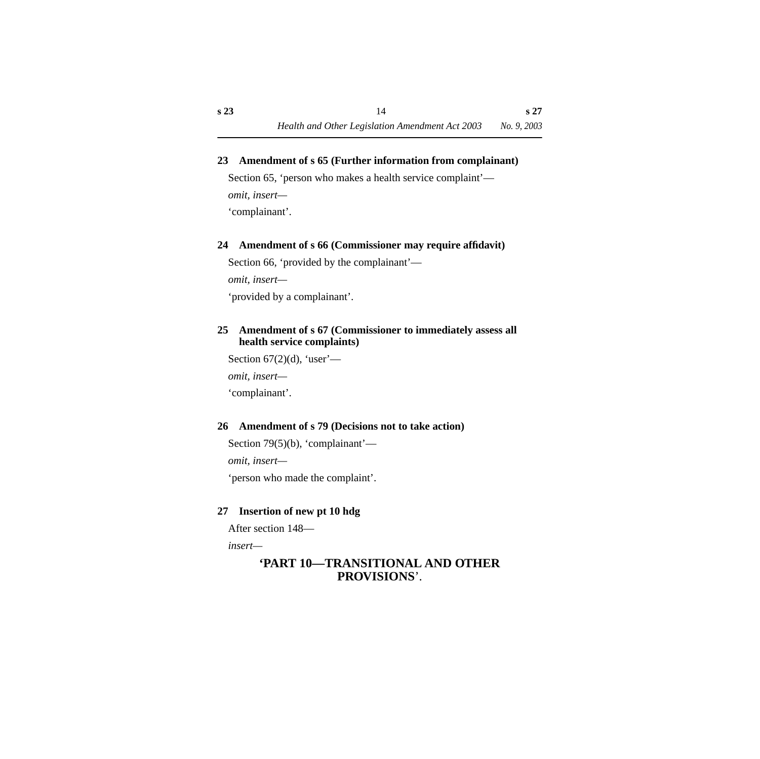## 23 Amendment of s 65 (Further information from complainant)

Section 65, ‘person who makes a health service complaint’—

*omit, insert*—

‘complainant’.

## 24 Amendment of s 66 (Commissioner may require affidavit)

Section 66, ‘provided by the complainant’—

*omit, insert*—

‘provided by a complainant’.

## 25 Amendment of s 67 (Commissioner to immediately assess all health service complaints)

Section 67(2)(d), ‘user’—

*omit, insert*—

‘complainant’.

## 26 Amendment of s 79 (Decisions not to take action)

Section 79(5)(b), ‘complainant’—

*omit, insert*—

‘person who made the complaint’.

## 27 Insertion of new pt 10 hdg

After section 148—

*insert*—

**‘PART 10—TRANSITIONAL AND OTHER PROVISIONS**’.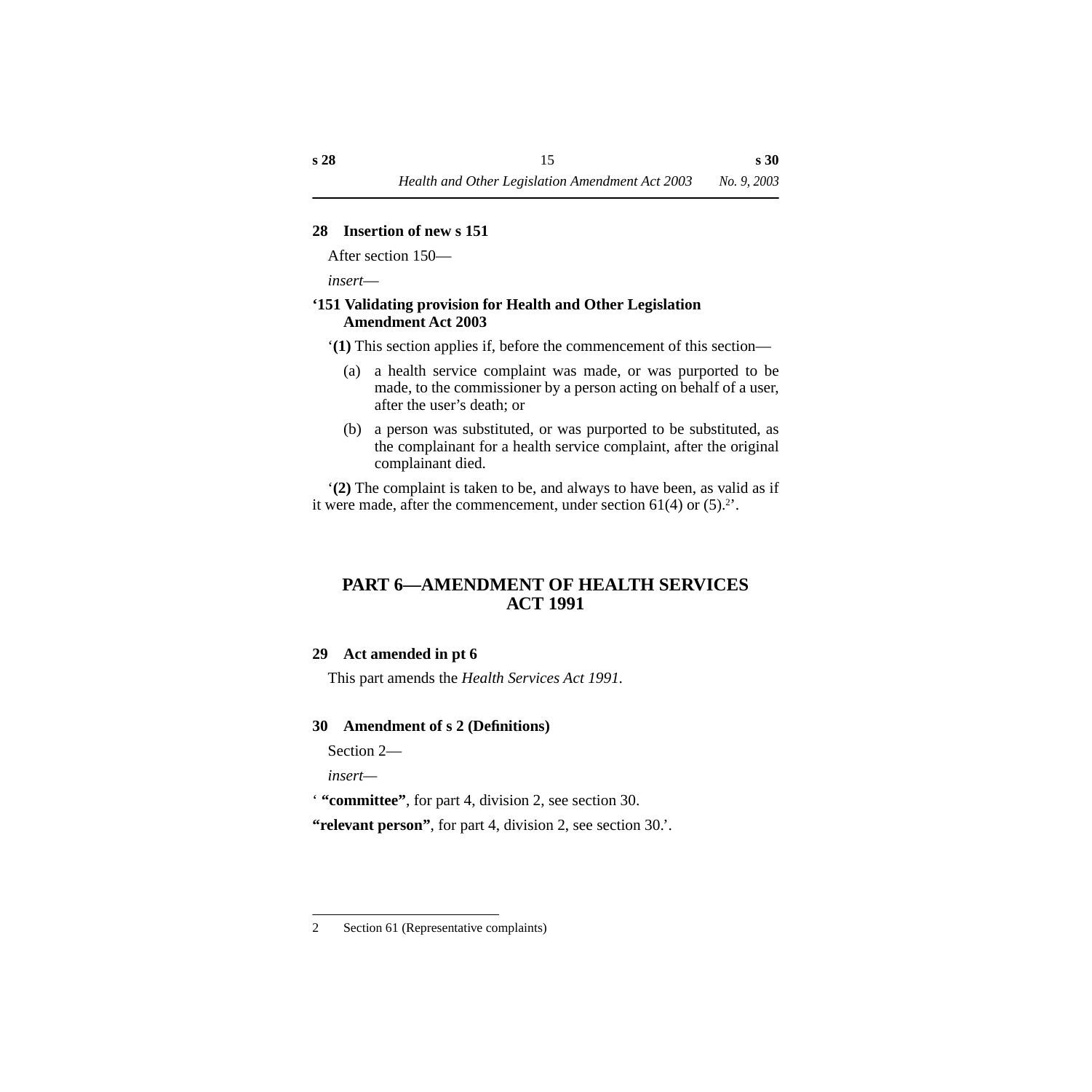### 28 Insertion of new s 151

After section 150—

*insert*—

**‘151 Validating provision for Health and Other Legislation Amendment Act 2003**

‘**(1)** This section applies if, before the commencement of this section—

(a) a health service complaint was made, or was purported to be made, to the commissioner by a person acting on behalf of a user, after the user’s death; or

(b) a person was substituted, or was purported to be substituted, as the complainant for a health service complaint, after the original complainant died.

‘**(2)** The complaint is taken to be, and always to have been, as valid as if it were made, after the commencement, under section 61(4) or (5).[2]’.

## PART 6—AMENDMENT OF HEALTH SERVICES ACT 1991

### 29 Act amended in pt 6

This part amends the *Health Services Act 1991*.

### 30 Amendment of s 2 (Definitions)

Section 2—

*insert*—

‘ **“committee”**, for part 4, division 2, see section 30.

**“relevant person”**, for part 4, division 2, see section 30.’.

---

2 Section 61 (Representative complaints)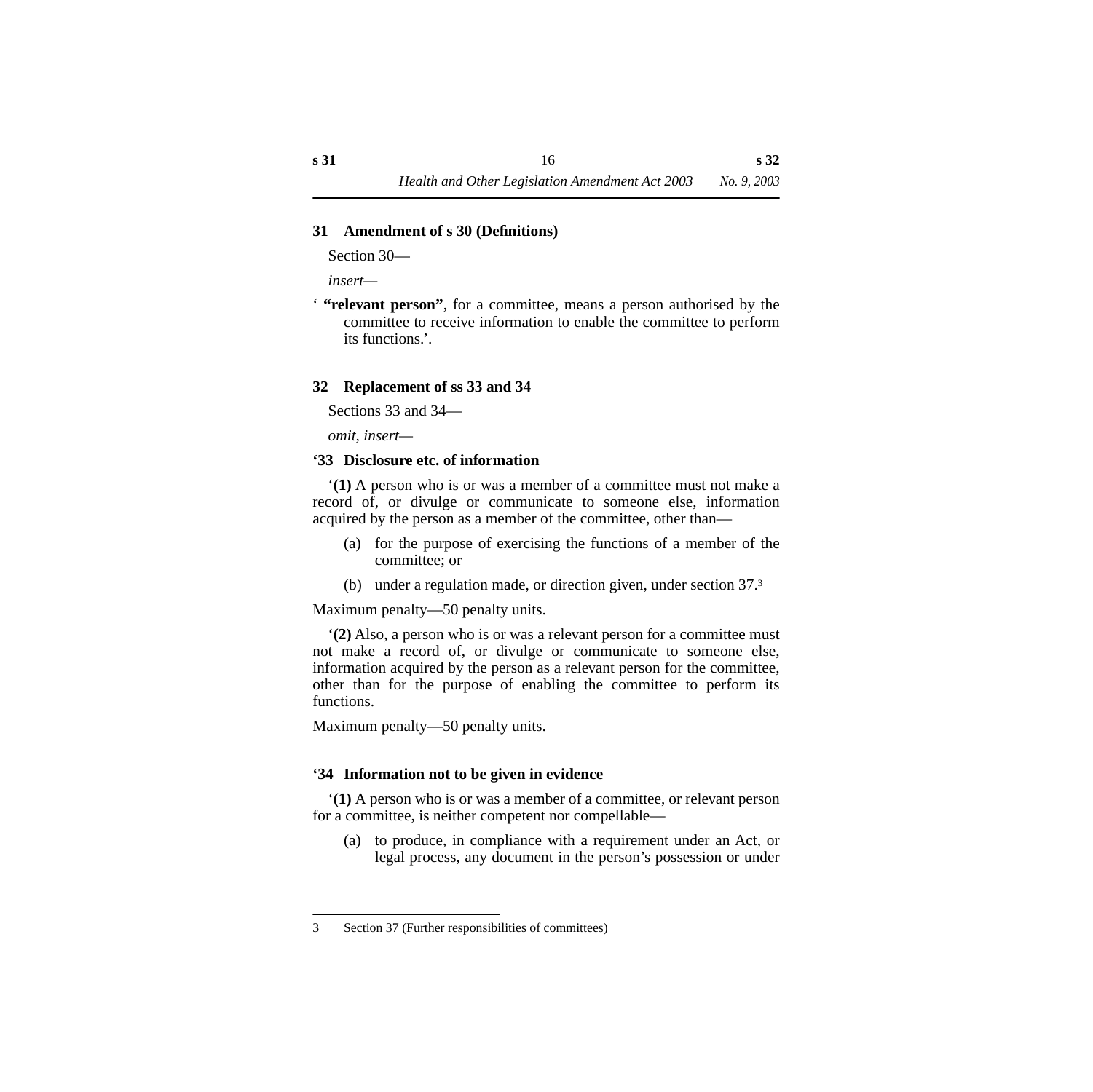### 31 Amendment of s 30 (Definitions)

Section 30—

*insert*—

‘ **“relevant person”**, for a committee, means a person authorised by the committee to receive information to enable the committee to perform its functions.’.

### 32 Replacement of ss 33 and 34

Sections 33 and 34—

*omit, insert*—

#### ‘33 Disclosure etc. of information

‘**(1)** A person who is or was a member of a committee must not make a record of, or divulge or communicate to someone else, information acquired by the person as a member of the committee, other than—

(a) for the purpose of exercising the functions of a member of the committee; or

(b) under a regulation made, or direction given, under section 37.[3]

Maximum penalty—50 penalty units.

‘**(2)** Also, a person who is or was a relevant person for a committee must not make a record of, or divulge or communicate to someone else, information acquired by the person as a relevant person for the committee, other than for the purpose of enabling the committee to perform its functions.

Maximum penalty—50 penalty units.

#### ‘34 Information not to be given in evidence

‘**(1)** A person who is or was a member of a committee, or relevant person for a committee, is neither competent nor compellable—

(a) to produce, in compliance with a requirement under an Act, or legal process, any document in the person’s possession or under

---

3 Section 37 (Further responsibilities of committees)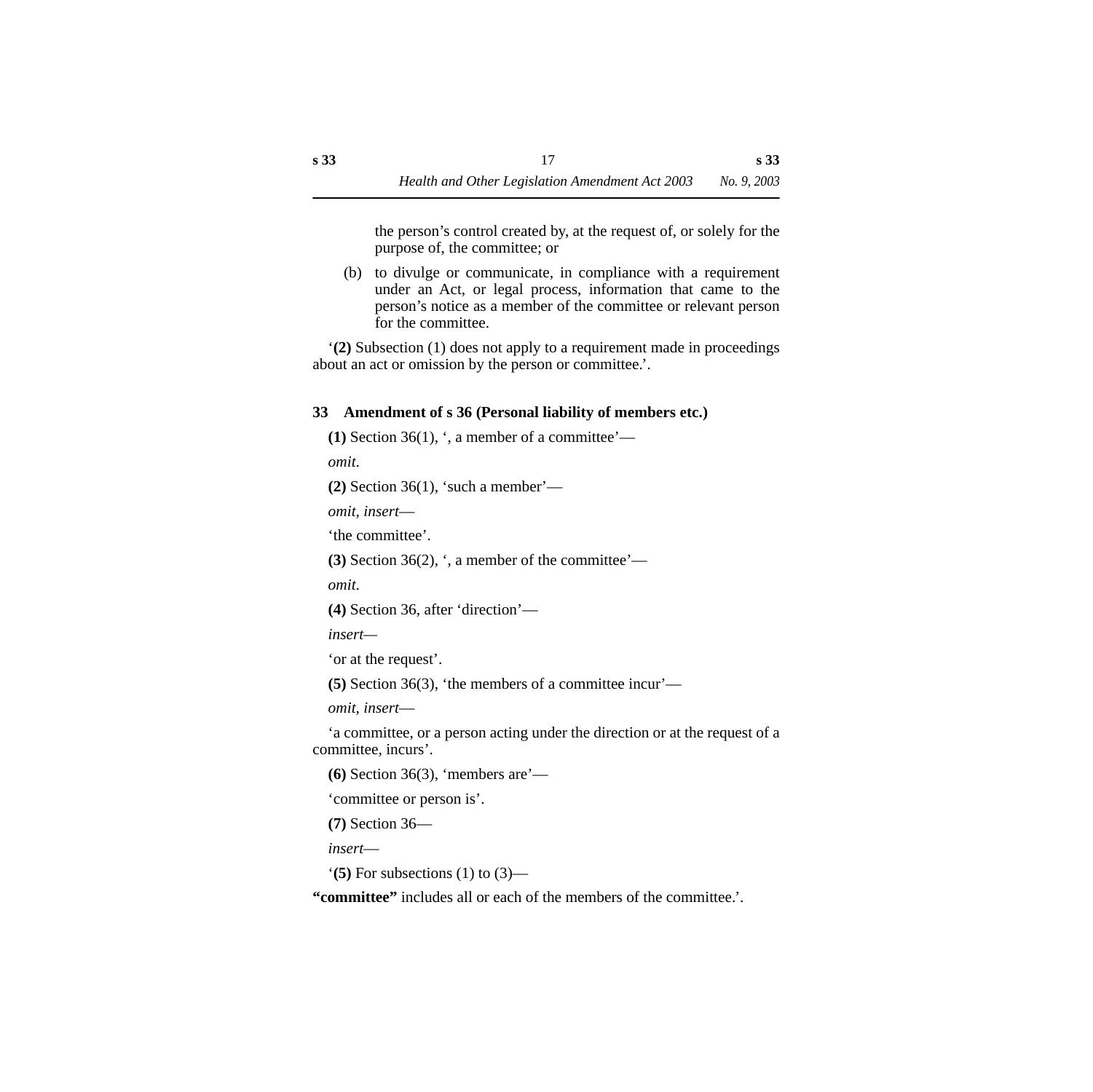the person's control created by, at the request of, or solely for the purpose of, the committee; or

(b) to divulge or communicate, in compliance with a requirement under an Act, or legal process, information that came to the person's notice as a member of the committee or relevant person for the committee.

'**(2)** Subsection (1) does not apply to a requirement made in proceedings about an act or omission by the person or committee.'.

## 33 Amendment of s 36 (Personal liability of members etc.)

**(1)** Section 36(1), ', a member of a committee'—

*omit.*

**(2)** Section 36(1), 'such a member'—

*omit, insert*—

'the committee'.

**(3)** Section 36(2), ', a member of the committee'—

*omit.*

**(4)** Section 36, after 'direction'—

*insert*—

'or at the request'.

**(5)** Section 36(3), 'the members of a committee incur'—

*omit, insert*—

'a committee, or a person acting under the direction or at the request of a committee, incurs'.

**(6)** Section 36(3), 'members are'—

'committee or person is'.

**(7)** Section 36—

*insert*—

'**(5)** For subsections (1) to (3)—

**"committee"** includes all or each of the members of the committee.'.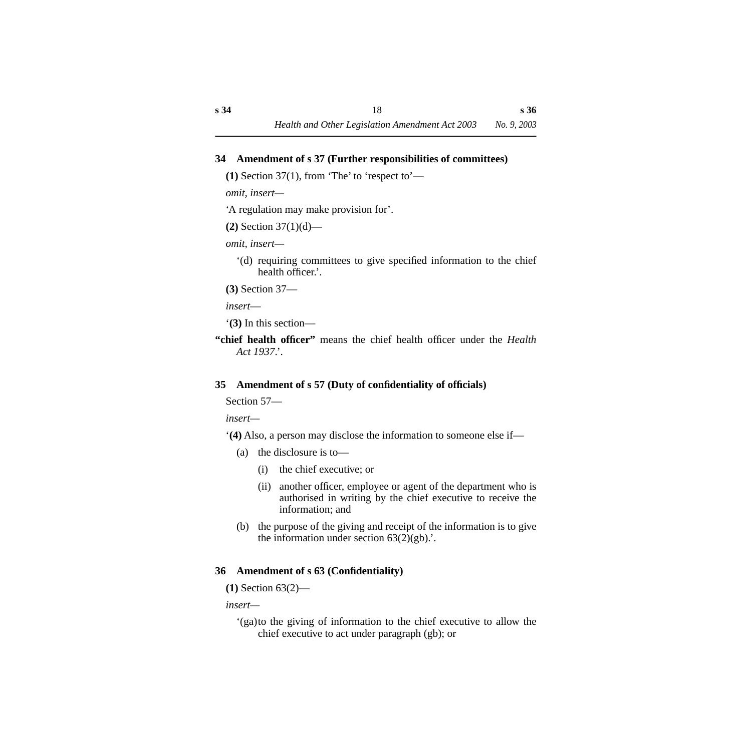## 34 Amendment of s 37 (Further responsibilities of committees)

**(1)** Section 37(1), from 'The' to 'respect to'—

*omit, insert—*

'A regulation may make provision for'.

**(2)** Section 37(1)(d)—

*omit, insert—*

'(d) requiring committees to give specified information to the chief health officer.'.

**(3)** Section 37—

*insert—*

'**(3)** In this section—

**"chief health officer"** means the chief health officer under the *Health Act 1937*.'.

## 35 Amendment of s 57 (Duty of confidentiality of officials)

Section 57—

*insert—*

'**(4)** Also, a person may disclose the information to someone else if—

(a) the disclosure is to—

(i) the chief executive; or

(ii) another officer, employee or agent of the department who is authorised in writing by the chief executive to receive the information; and

(b) the purpose of the giving and receipt of the information is to give the information under section 63(2)(gb).'.

## 36 Amendment of s 63 (Confidentiality)

**(1)** Section 63(2)—

*insert—*

'(ga) to the giving of information to the chief executive to allow the chief executive to act under paragraph (gb); or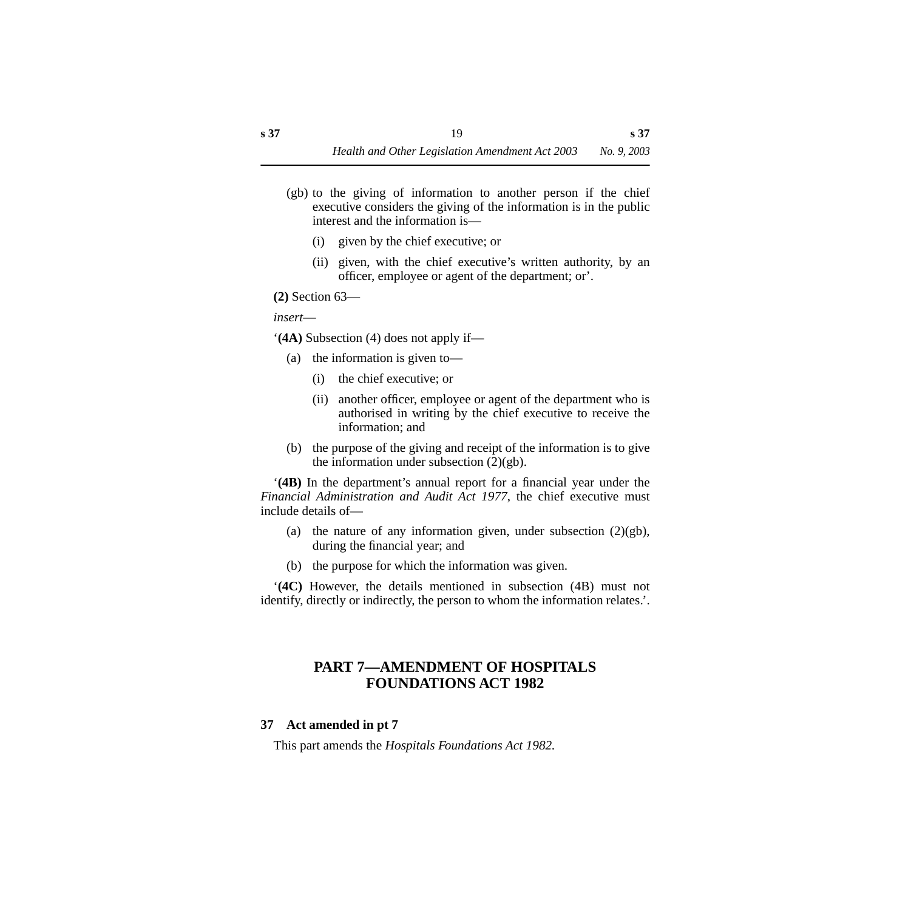(gb) to the giving of information to another person if the chief executive considers the giving of the information is in the public interest and the information is—

- (i) given by the chief executive; or
- (ii) given, with the chief executive's written authority, by an officer, employee or agent of the department; or'.

**(2)** Section 63—

*insert*—

'**(4A)** Subsection (4) does not apply if—

- (a) the information is given to—
  - (i) the chief executive; or
  - (ii) another officer, employee or agent of the department who is authorised in writing by the chief executive to receive the information; and
- (b) the purpose of the giving and receipt of the information is to give the information under subsection (2)(gb).

'**(4B)** In the department's annual report for a financial year under the *Financial Administration and Audit Act 1977*, the chief executive must include details of—

- (a) the nature of any information given, under subsection (2)(gb), during the financial year; and
- (b) the purpose for which the information was given.

'**(4C)** However, the details mentioned in subsection (4B) must not identify, directly or indirectly, the person to whom the information relates.'.

## PART 7—AMENDMENT OF HOSPITALS FOUNDATIONS ACT 1982

### 37 Act amended in pt 7

This part amends the *Hospitals Foundations Act 1982*.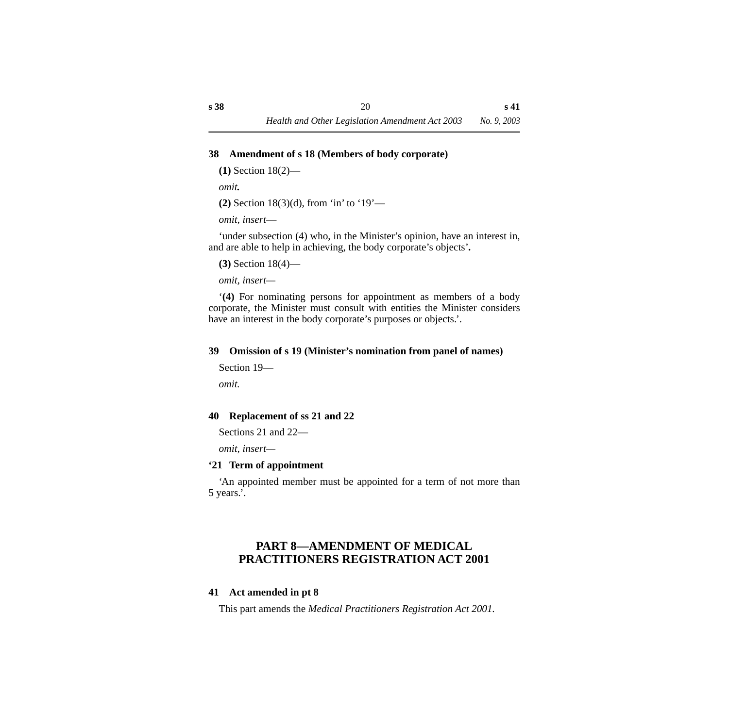### 38 Amendment of s 18 (Members of body corporate)

**(1)** Section 18(2)—

*omit.*

**(2)** Section 18(3)(d), from 'in' to '19'—

*omit, insert*—

'under subsection (4) who, in the Minister's opinion, have an interest in, and are able to help in achieving, the body corporate's objects'.

**(3)** Section 18(4)—

*omit, insert*—

'**(4)** For nominating persons for appointment as members of a body corporate, the Minister must consult with entities the Minister considers have an interest in the body corporate's purposes or objects.'.

### 39 Omission of s 19 (Minister's nomination from panel of names)

Section 19—

*omit.*

### 40 Replacement of ss 21 and 22

Sections 21 and 22—

*omit, insert*—

**'21 Term of appointment**

'An appointed member must be appointed for a term of not more than 5 years.'.

## PART 8—AMENDMENT OF MEDICAL PRACTITIONERS REGISTRATION ACT 2001

### 41 Act amended in pt 8

This part amends the *Medical Practitioners Registration Act 2001*.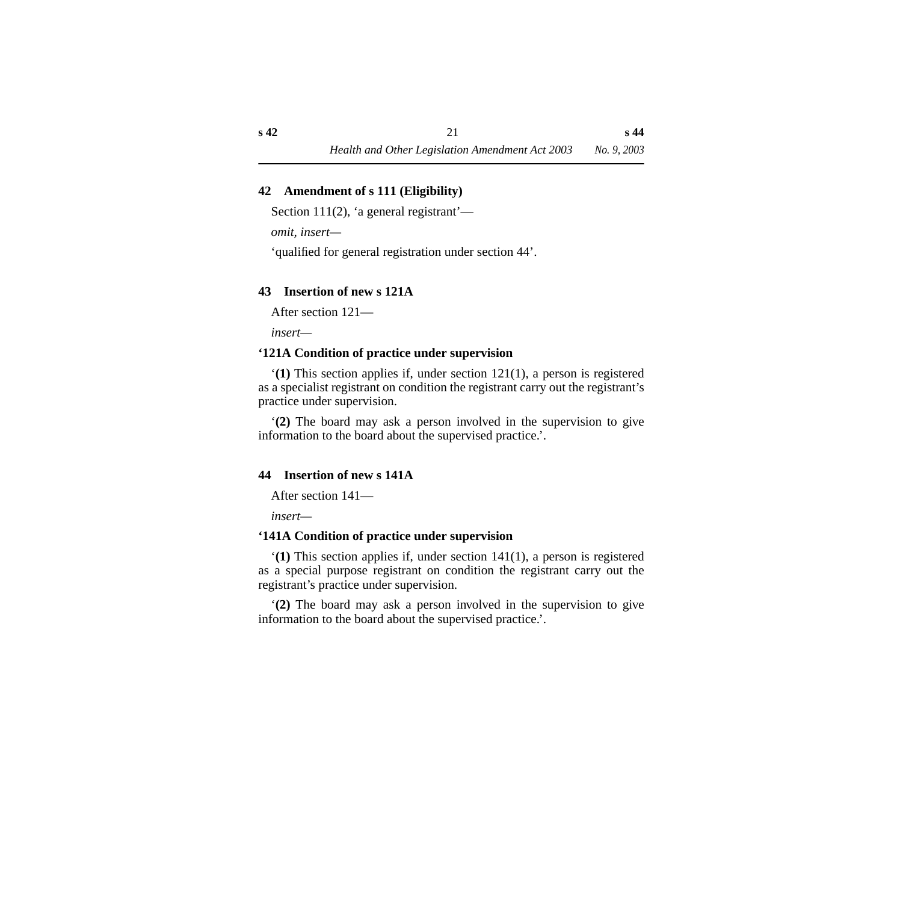## 42 Amendment of s 111 (Eligibility)

Section 111(2), 'a general registrant'—

*omit, insert—*

'qualified for general registration under section 44'.

## 43 Insertion of new s 121A

After section 121—

*insert—*

**'121A Condition of practice under supervision**

'**(1)** This section applies if, under section 121(1), a person is registered as a specialist registrant on condition the registrant carry out the registrant's practice under supervision.

'**(2)** The board may ask a person involved in the supervision to give information to the board about the supervised practice.'.

## 44 Insertion of new s 141A

After section 141—

*insert—*

**'141A Condition of practice under supervision**

'**(1)** This section applies if, under section 141(1), a person is registered as a special purpose registrant on condition the registrant carry out the registrant's practice under supervision.

'**(2)** The board may ask a person involved in the supervision to give information to the board about the supervised practice.'.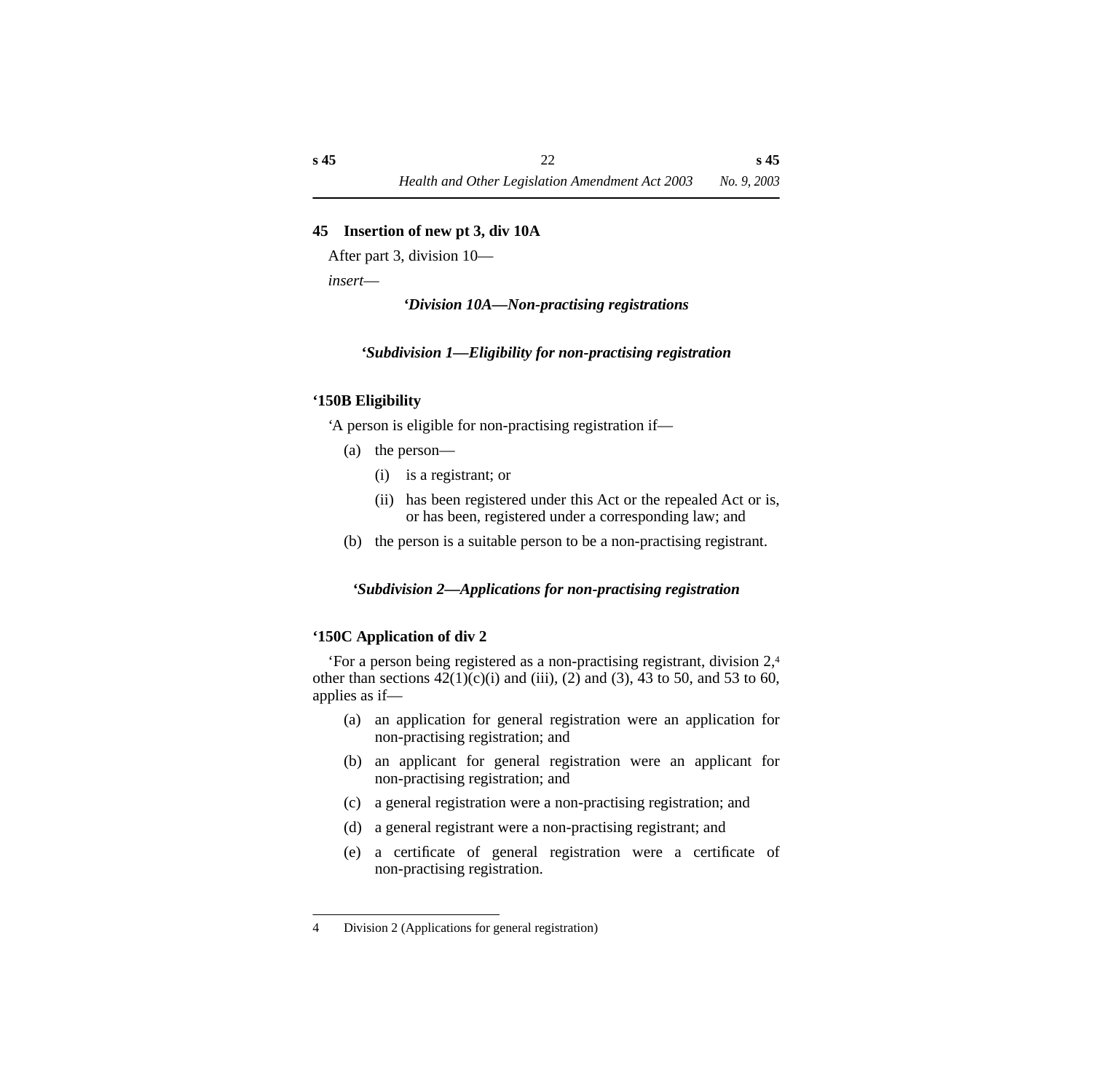### 45 Insertion of new pt 3, div 10A

After part 3, division 10—

*insert*—

#### *‘Division 10A—Non-practising registrations*

##### *‘Subdivision 1—Eligibility for non-practising registration*

**‘150B Eligibility**

‘A person is eligible for non-practising registration if—

(a) the person—

(i) is a registrant; or

(ii) has been registered under this Act or the repealed Act or is, or has been, registered under a corresponding law; and

(b) the person is a suitable person to be a non-practising registrant.

##### *‘Subdivision 2—Applications for non-practising registration*

**‘150C Application of div 2**

‘For a person being registered as a non-practising registrant, division 2,[4] other than sections 42(1)(c)(i) and (iii), (2) and (3), 43 to 50, and 53 to 60, applies as if—

(a) an application for general registration were an application for non-practising registration; and

(b) an applicant for general registration were an applicant for non-practising registration; and

(c) a general registration were a non-practising registration; and

(d) a general registrant were a non-practising registrant; and

(e) a certificate of general registration were a certificate of non-practising registration.

---

4 Division 2 (Applications for general registration)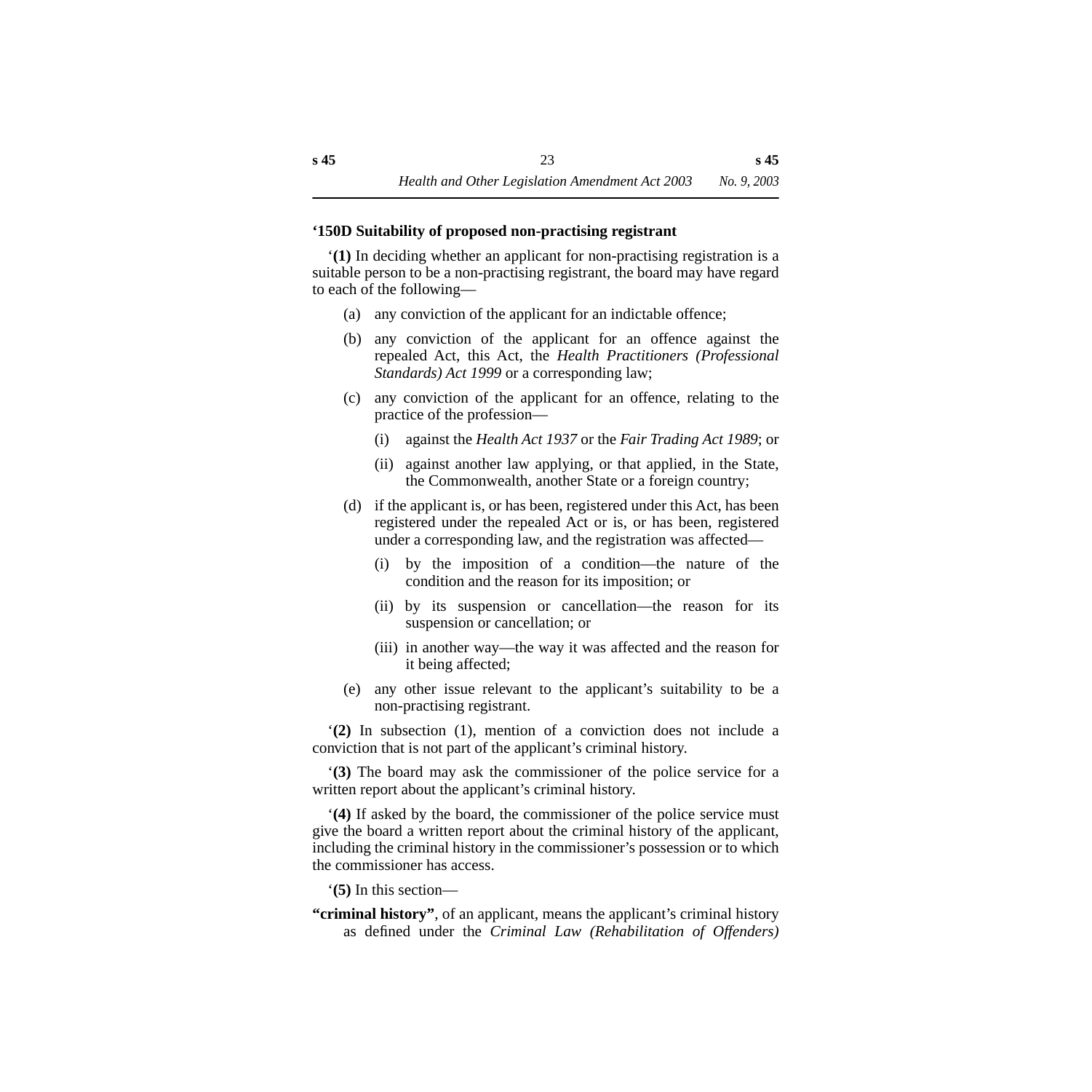**‘150D Suitability of proposed non-practising registrant**

‘**(1)** In deciding whether an applicant for non-practising registration is a suitable person to be a non-practising registrant, the board may have regard to each of the following—

(a) any conviction of the applicant for an indictable offence;

(b) any conviction of the applicant for an offence against the repealed Act, this Act, the *Health Practitioners (Professional Standards) Act 1999* or a corresponding law;

(c) any conviction of the applicant for an offence, relating to the practice of the profession—

  (i) against the *Health Act 1937* or the *Fair Trading Act 1989*; or

  (ii) against another law applying, or that applied, in the State, the Commonwealth, another State or a foreign country;

(d) if the applicant is, or has been, registered under this Act, has been registered under the repealed Act or is, or has been, registered under a corresponding law, and the registration was affected—

  (i) by the imposition of a condition—the nature of the condition and the reason for its imposition; or

  (ii) by its suspension or cancellation—the reason for its suspension or cancellation; or

  (iii) in another way—the way it was affected and the reason for it being affected;

(e) any other issue relevant to the applicant’s suitability to be a non-practising registrant.

‘**(2)** In subsection (1), mention of a conviction does not include a conviction that is not part of the applicant’s criminal history.

‘**(3)** The board may ask the commissioner of the police service for a written report about the applicant’s criminal history.

‘**(4)** If asked by the board, the commissioner of the police service must give the board a written report about the criminal history of the applicant, including the criminal history in the commissioner’s possession or to which the commissioner has access.

‘**(5)** In this section—

**“criminal history”**, of an applicant, means the applicant’s criminal history as defined under the *Criminal Law (Rehabilitation of Offenders)*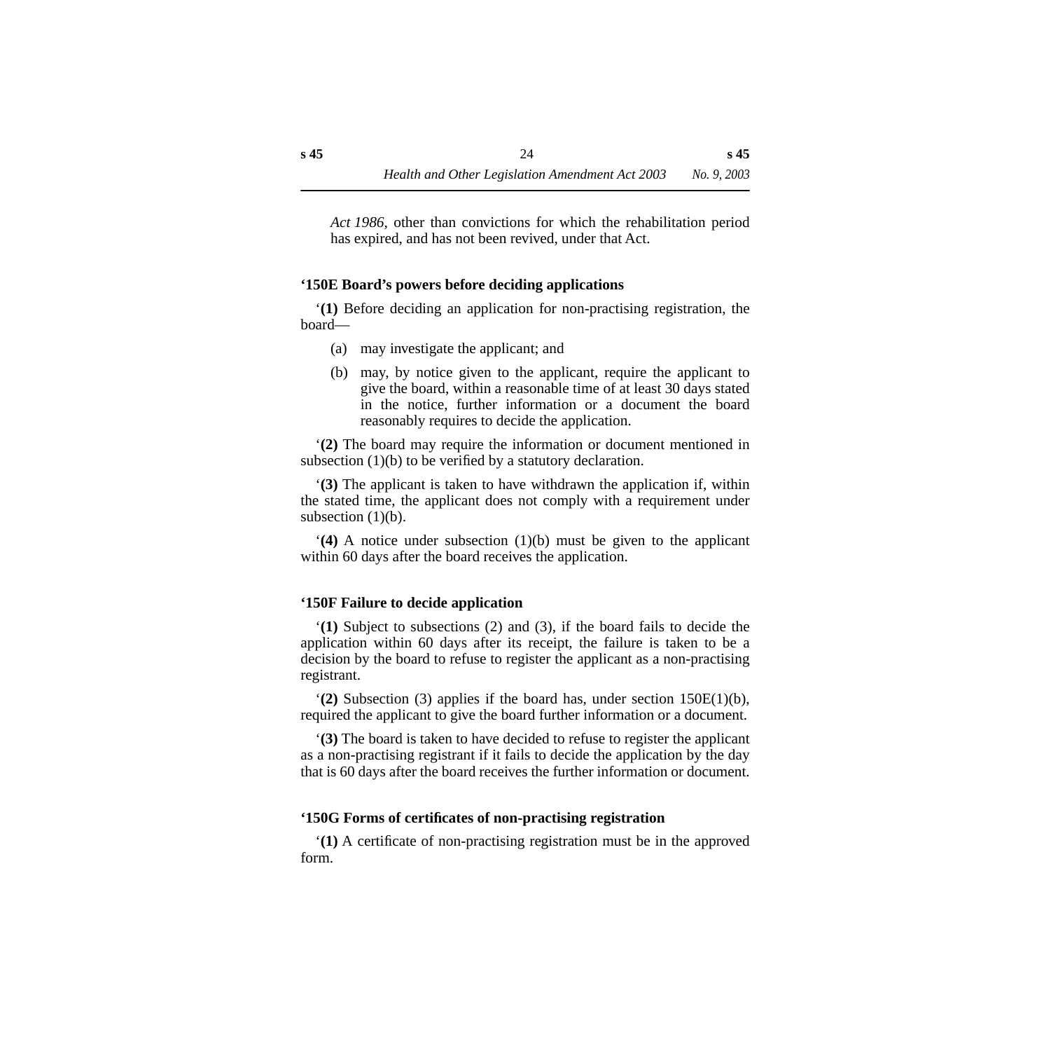*Act 1986*, other than convictions for which the rehabilitation period has expired, and has not been revived, under that Act.

**‘150E Board’s powers before deciding applications**

‘**(1)** Before deciding an application for non-practising registration, the board—

(a) may investigate the applicant; and

(b) may, by notice given to the applicant, require the applicant to give the board, within a reasonable time of at least 30 days stated in the notice, further information or a document the board reasonably requires to decide the application.

‘**(2)** The board may require the information or document mentioned in subsection (1)(b) to be verified by a statutory declaration.

‘**(3)** The applicant is taken to have withdrawn the application if, within the stated time, the applicant does not comply with a requirement under subsection (1)(b).

‘**(4)** A notice under subsection (1)(b) must be given to the applicant within 60 days after the board receives the application.

**‘150F Failure to decide application**

‘**(1)** Subject to subsections (2) and (3), if the board fails to decide the application within 60 days after its receipt, the failure is taken to be a decision by the board to refuse to register the applicant as a non-practising registrant.

‘**(2)** Subsection (3) applies if the board has, under section 150E(1)(b), required the applicant to give the board further information or a document.

‘**(3)** The board is taken to have decided to refuse to register the applicant as a non-practising registrant if it fails to decide the application by the day that is 60 days after the board receives the further information or document.

**‘150G Forms of certificates of non-practising registration**

‘**(1)** A certificate of non-practising registration must be in the approved form.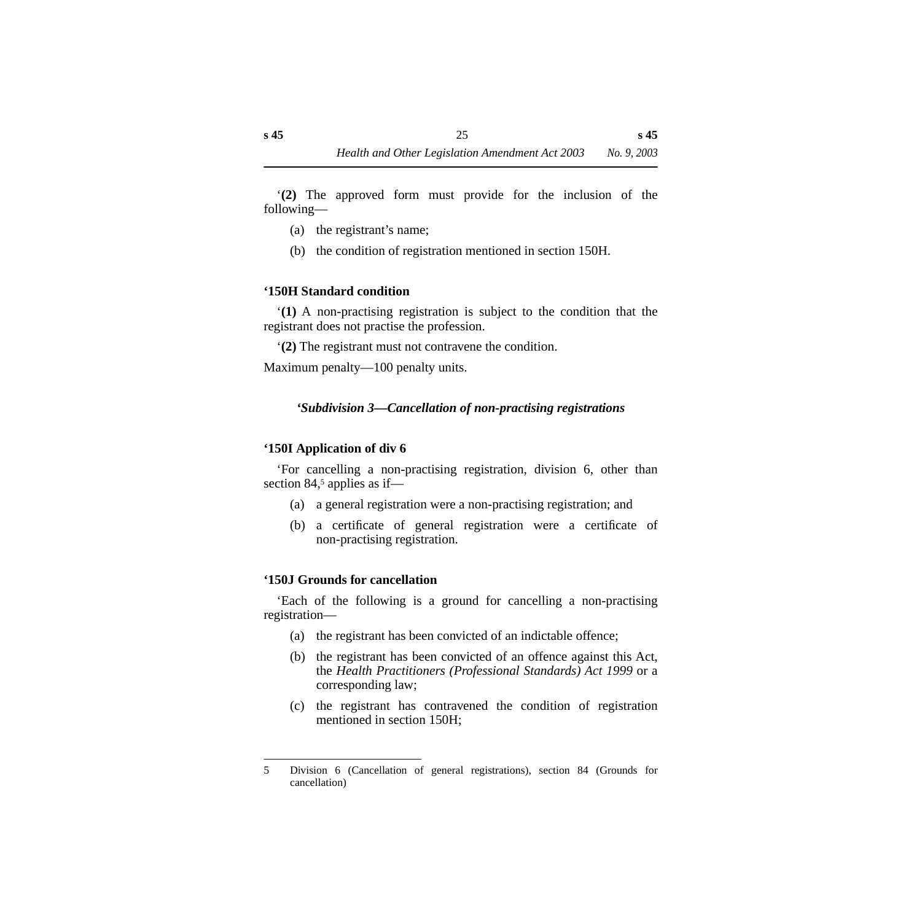‘**(2)** The approved form must provide for the inclusion of the following—

(a) the registrant’s name;

(b) the condition of registration mentioned in section 150H.

**‘150H Standard condition**

‘**(1)** A non-practising registration is subject to the condition that the registrant does not practise the profession.

‘**(2)** The registrant must not contravene the condition.

Maximum penalty—100 penalty units.

***‘Subdivision 3—Cancellation of non-practising registrations***

**‘150I Application of div 6**

‘For cancelling a non-practising registration, division 6, other than section 84,[5] applies as if—

(a) a general registration were a non-practising registration; and

(b) a certificate of general registration were a certificate of non-practising registration.

**‘150J Grounds for cancellation**

‘Each of the following is a ground for cancelling a non-practising registration—

(a) the registrant has been convicted of an indictable offence;

(b) the registrant has been convicted of an offence against this Act, the *Health Practitioners (Professional Standards) Act 1999* or a corresponding law;

(c) the registrant has contravened the condition of registration mentioned in section 150H;

---

5 Division 6 (Cancellation of general registrations), section 84 (Grounds for cancellation)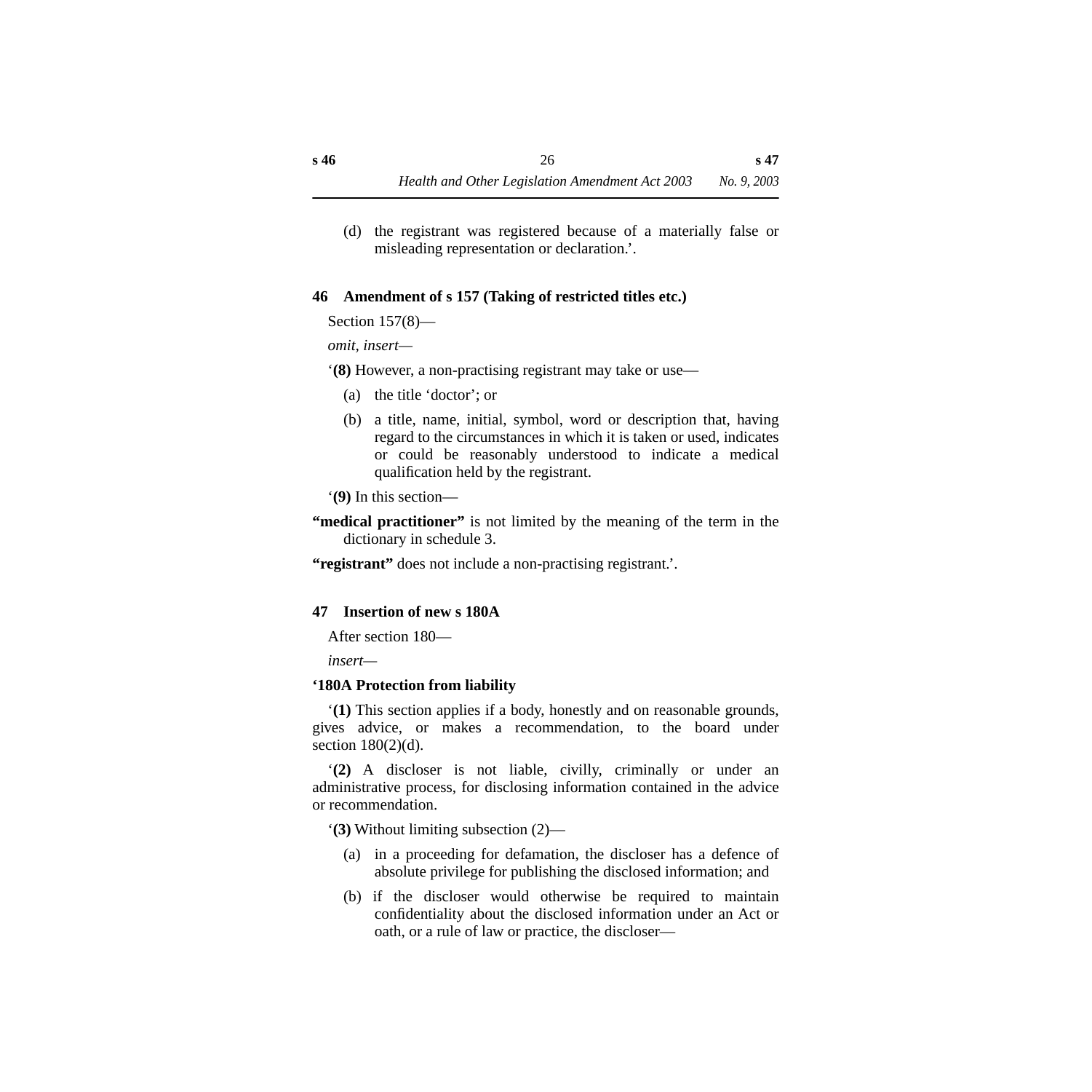(d) the registrant was registered because of a materially false or misleading representation or declaration.’.

### 46 Amendment of s 157 (Taking of restricted titles etc.)

Section 157(8)—

*omit, insert*—

‘**(8)** However, a non-practising registrant may take or use—

(a) the title ‘doctor’; or

(b) a title, name, initial, symbol, word or description that, having regard to the circumstances in which it is taken or used, indicates or could be reasonably understood to indicate a medical qualification held by the registrant.

‘**(9)** In this section—

**“medical practitioner”** is not limited by the meaning of the term in the dictionary in schedule 3.

**“registrant”** does not include a non-practising registrant.’.

### 47 Insertion of new s 180A

After section 180—

*insert*—

**‘180A Protection from liability**

‘**(1)** This section applies if a body, honestly and on reasonable grounds, gives advice, or makes a recommendation, to the board under section 180(2)(d).

‘**(2)** A discloser is not liable, civilly, criminally or under an administrative process, for disclosing information contained in the advice or recommendation.

‘**(3)** Without limiting subsection (2)—

(a) in a proceeding for defamation, the discloser has a defence of absolute privilege for publishing the disclosed information; and

(b) if the discloser would otherwise be required to maintain confidentiality about the disclosed information under an Act or oath, or a rule of law or practice, the discloser—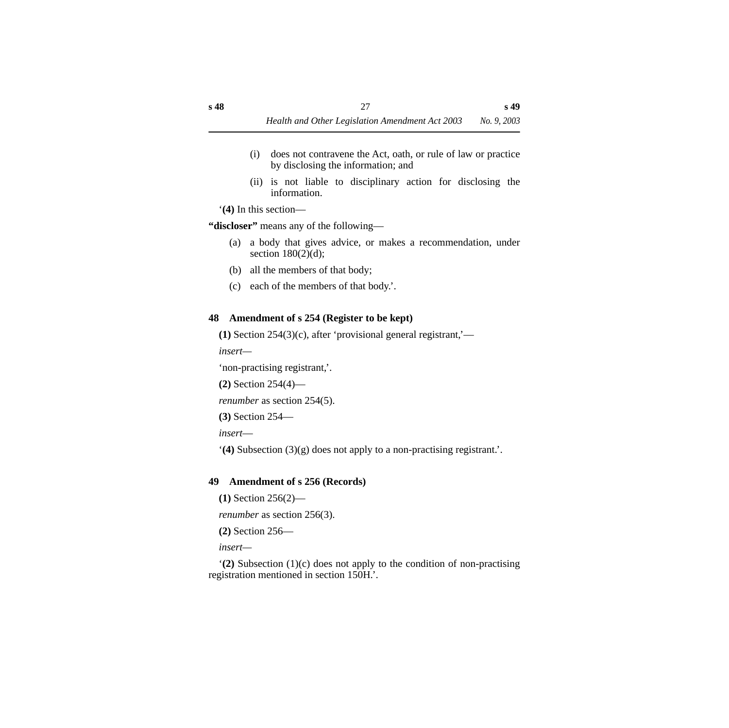(i) does not contravene the Act, oath, or rule of law or practice by disclosing the information; and

(ii) is not liable to disciplinary action for disclosing the information.

‘**(4)** In this section—

**“discloser”** means any of the following—

(a) a body that gives advice, or makes a recommendation, under section 180(2)(d);

(b) all the members of that body;

(c) each of the members of that body.’.

### 48 Amendment of s 254 (Register to be kept)

**(1)** Section 254(3)(c), after ‘provisional general registrant,’—

*insert*—

‘non-practising registrant,’.

**(2)** Section 254(4)—

*renumber* as section 254(5).

**(3)** Section 254—

*insert*—

‘**(4)** Subsection (3)(g) does not apply to a non-practising registrant.’.

### 49 Amendment of s 256 (Records)

**(1)** Section 256(2)—

*renumber* as section 256(3).

**(2)** Section 256—

*insert*—

‘**(2)** Subsection (1)(c) does not apply to the condition of non-practising registration mentioned in section 150H.’.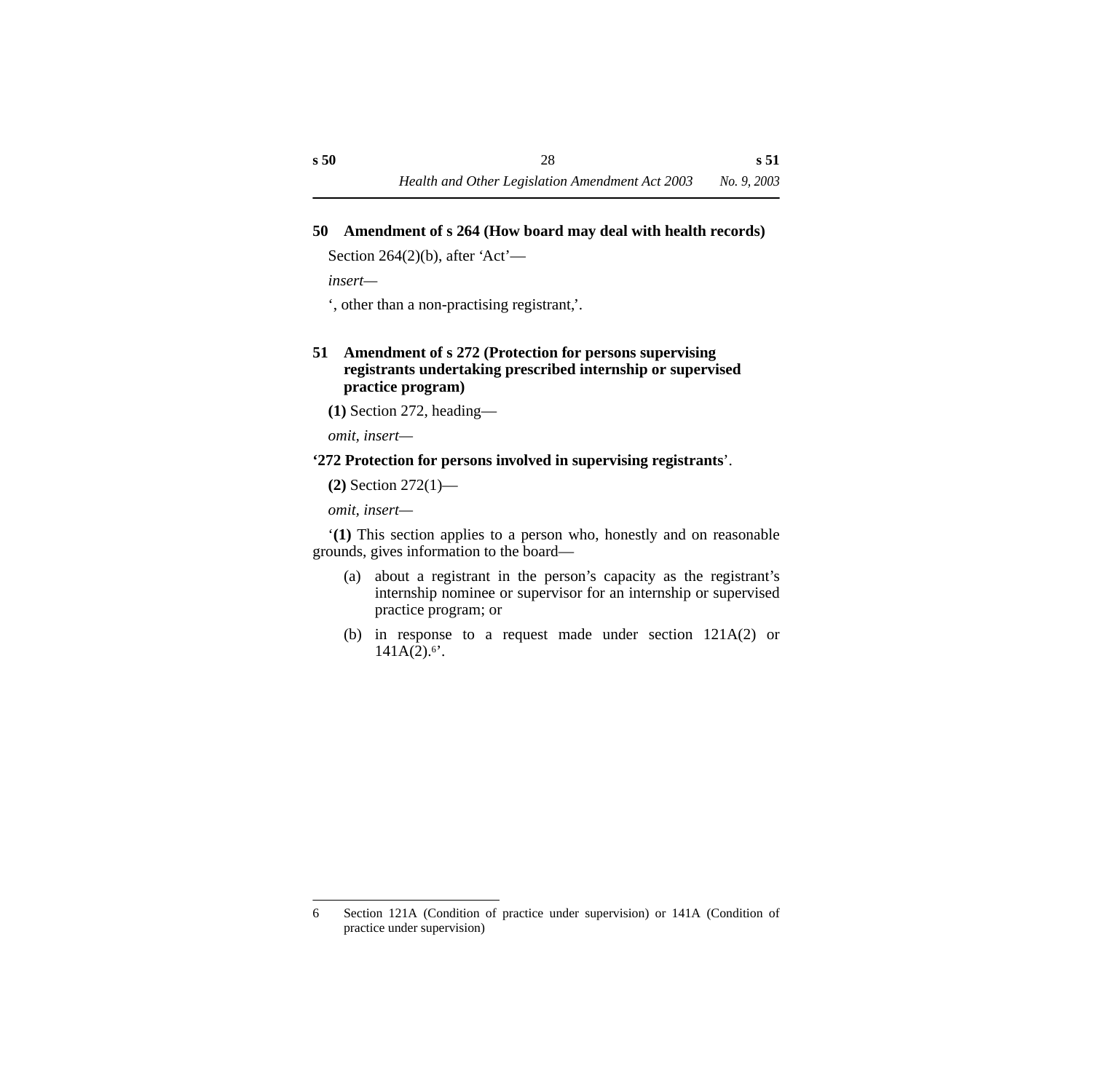## 50 Amendment of s 264 (How board may deal with health records)

Section 264(2)(b), after 'Act'—

*insert*—

', other than a non-practising registrant,'.

## 51 Amendment of s 272 (Protection for persons supervising registrants undertaking prescribed internship or supervised practice program)

**(1)** Section 272, heading—

*omit, insert*—

**'272 Protection for persons involved in supervising registrants**'.

**(2)** Section 272(1)—

*omit, insert*—

'**(1)** This section applies to a person who, honestly and on reasonable grounds, gives information to the board—

(a) about a registrant in the person's capacity as the registrant's internship nominee or supervisor for an internship or supervised practice program; or

(b) in response to a request made under section 121A(2) or 141A(2).[6]'.

---

6 Section 121A (Condition of practice under supervision) or 141A (Condition of practice under supervision)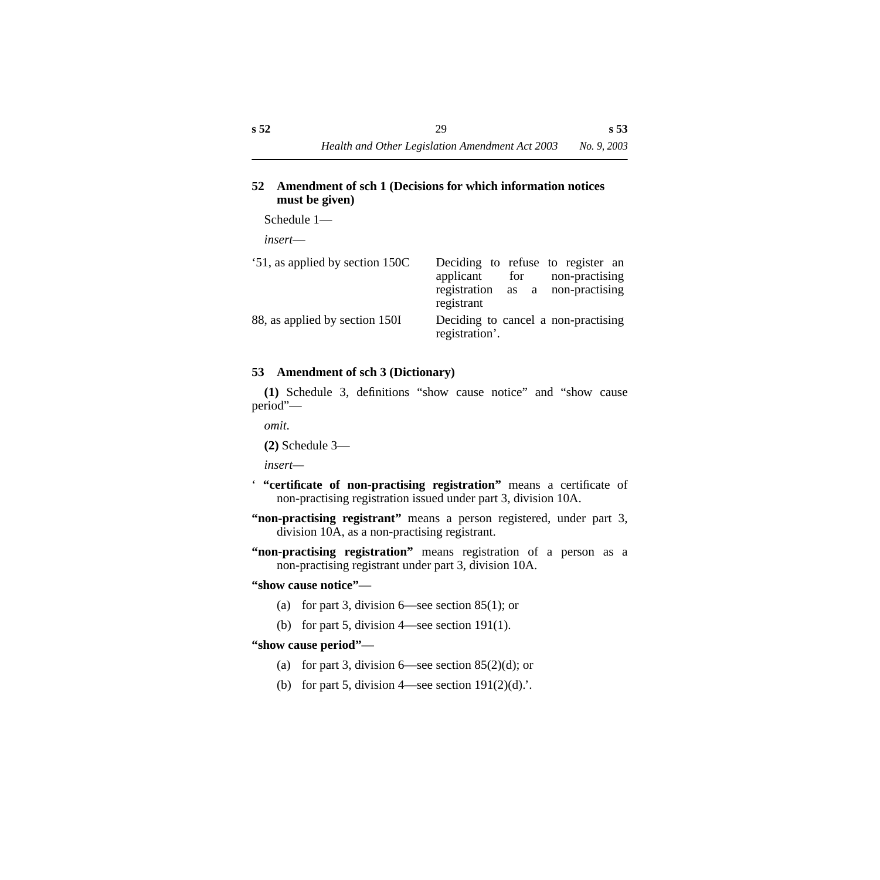### 52 Amendment of sch 1 (Decisions for which information notices must be given)

Schedule 1—

*insert*—

| | |
|---|---|
| ‘51, as applied by section 150C | Deciding to refuse to register an applicant for non-practising registration as a non-practising registrant |
| 88, as applied by section 150I | Deciding to cancel a non-practising registration’. |

### 53 Amendment of sch 3 (Dictionary)

**(1)** Schedule 3, definitions “show cause notice” and “show cause period”—

*omit.*

**(2)** Schedule 3—

*insert*—

‘ **“certificate of non-practising registration”** means a certificate of non-practising registration issued under part 3, division 10A.

**“non-practising registrant”** means a person registered, under part 3, division 10A, as a non-practising registrant.

**“non-practising registration”** means registration of a person as a non-practising registrant under part 3, division 10A.

**“show cause notice”**—

(a) for part 3, division 6—see section 85(1); or

(b) for part 5, division 4—see section 191(1).

**“show cause period”**—

(a) for part 3, division 6—see section 85(2)(d); or

(b) for part 5, division 4—see section 191(2)(d).’.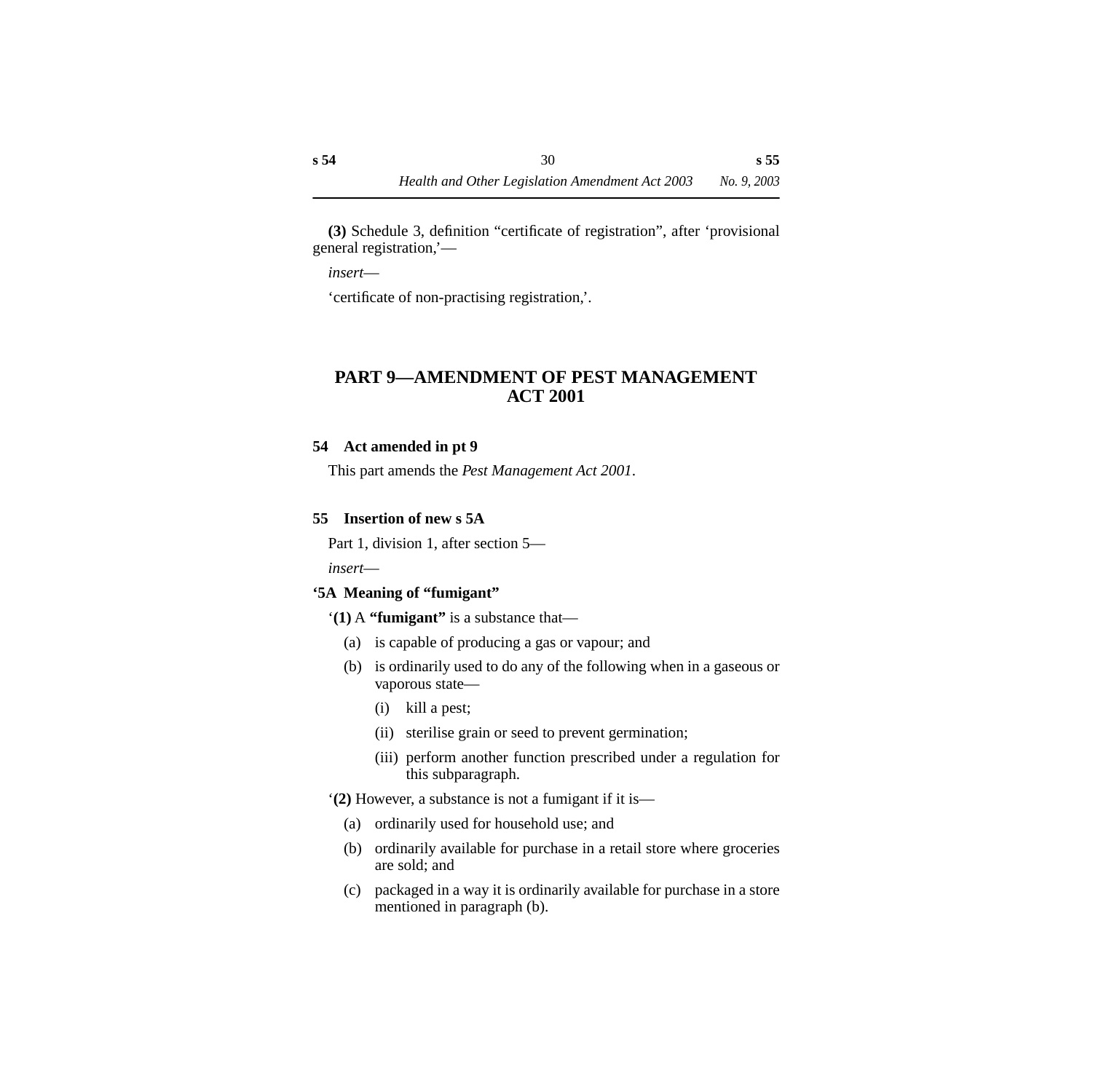**(3)** Schedule 3, definition “certificate of registration”, after ‘provisional general registration,’—

*insert*—

‘certificate of non-practising registration,’.

## PART 9—AMENDMENT OF PEST MANAGEMENT ACT 2001

### 54 Act amended in pt 9

This part amends the *Pest Management Act 2001*.

### 55 Insertion of new s 5A

Part 1, division 1, after section 5—

*insert*—

**‘5A Meaning of “fumigant”**

‘**(1)** A **“fumigant”** is a substance that—

(a) is capable of producing a gas or vapour; and

(b) is ordinarily used to do any of the following when in a gaseous or vaporous state—

(i) kill a pest;

(ii) sterilise grain or seed to prevent germination;

(iii) perform another function prescribed under a regulation for this subparagraph.

‘**(2)** However, a substance is not a fumigant if it is—

(a) ordinarily used for household use; and

(b) ordinarily available for purchase in a retail store where groceries are sold; and

(c) packaged in a way it is ordinarily available for purchase in a store mentioned in paragraph (b).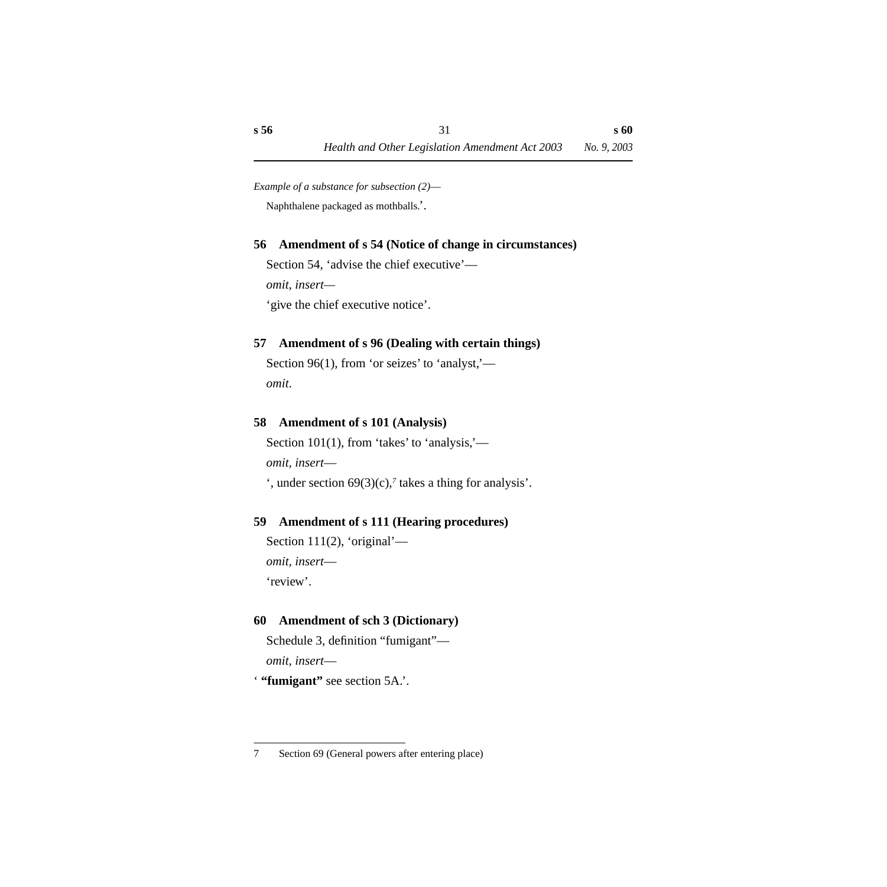*Example of a substance for subsection (2)*—

Naphthalene packaged as mothballs.'.

### 56 Amendment of s 54 (Notice of change in circumstances)

Section 54, 'advise the chief executive'—

*omit, insert*—

'give the chief executive notice'.

### 57 Amendment of s 96 (Dealing with certain things)

Section 96(1), from 'or seizes' to 'analyst,'—

*omit.*

### 58 Amendment of s 101 (Analysis)

Section 101(1), from 'takes' to 'analysis,'—

*omit, insert*—

', under section 69(3)(c),[7] takes a thing for analysis'.

### 59 Amendment of s 111 (Hearing procedures)

Section 111(2), 'original'—

*omit, insert*—

'review'.

### 60 Amendment of sch 3 (Dictionary)

Schedule 3, definition "fumigant"—

*omit, insert*—

' **"fumigant"** see section 5A.'.

---

7 Section 69 (General powers after entering place)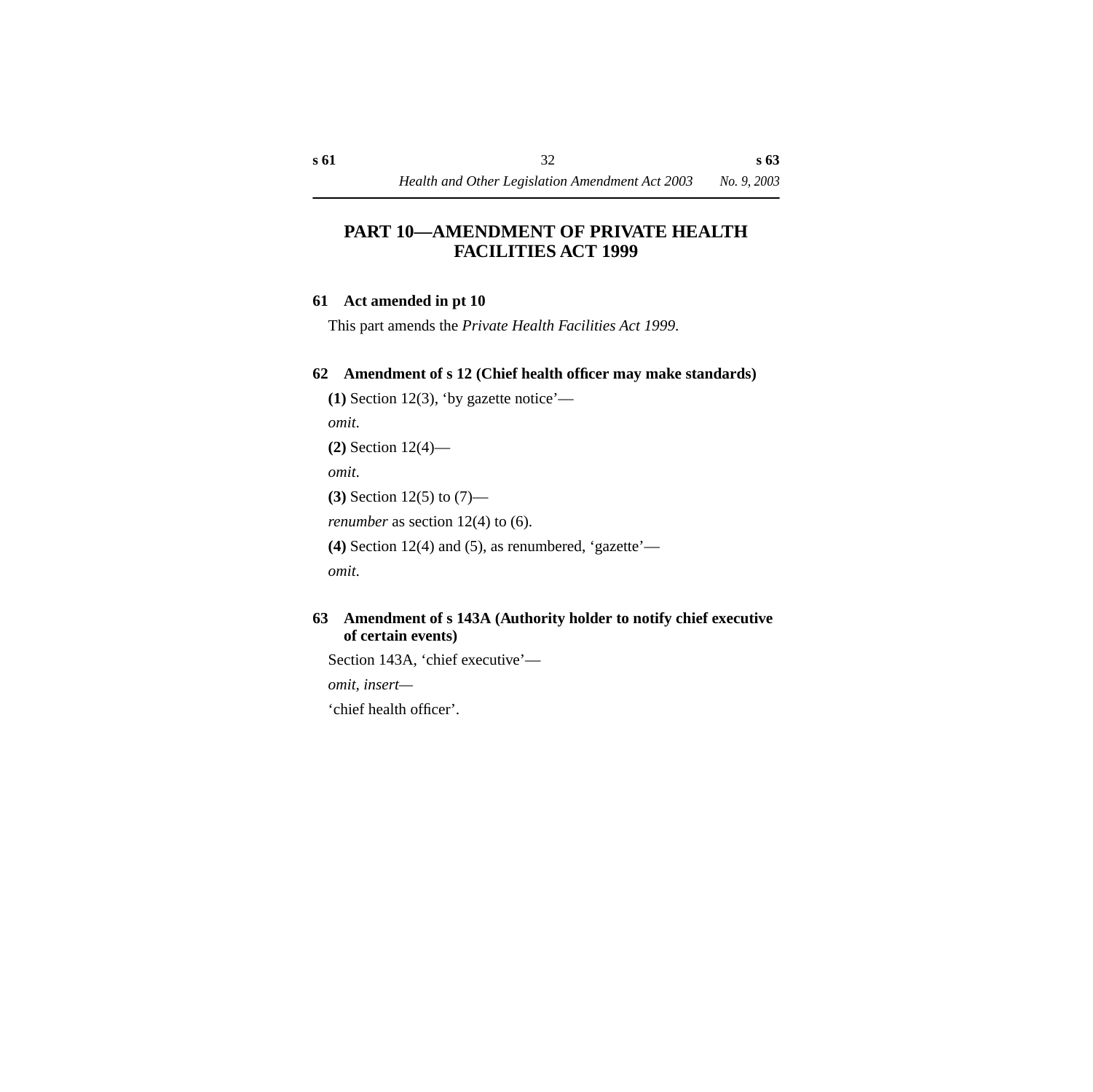# PART 10—AMENDMENT OF PRIVATE HEALTH FACILITIES ACT 1999

## 61 Act amended in pt 10

This part amends the *Private Health Facilities Act 1999*.

## 62 Amendment of s 12 (Chief health officer may make standards)

**(1)** Section 12(3), 'by gazette notice'—

*omit.*

**(2)** Section 12(4)—

*omit.*

**(3)** Section 12(5) to (7)—

*renumber* as section 12(4) to (6).

**(4)** Section 12(4) and (5), as renumbered, 'gazette'—

*omit*.

## 63 Amendment of s 143A (Authority holder to notify chief executive of certain events)

Section 143A, 'chief executive'—

*omit, insert*—

'chief health officer'.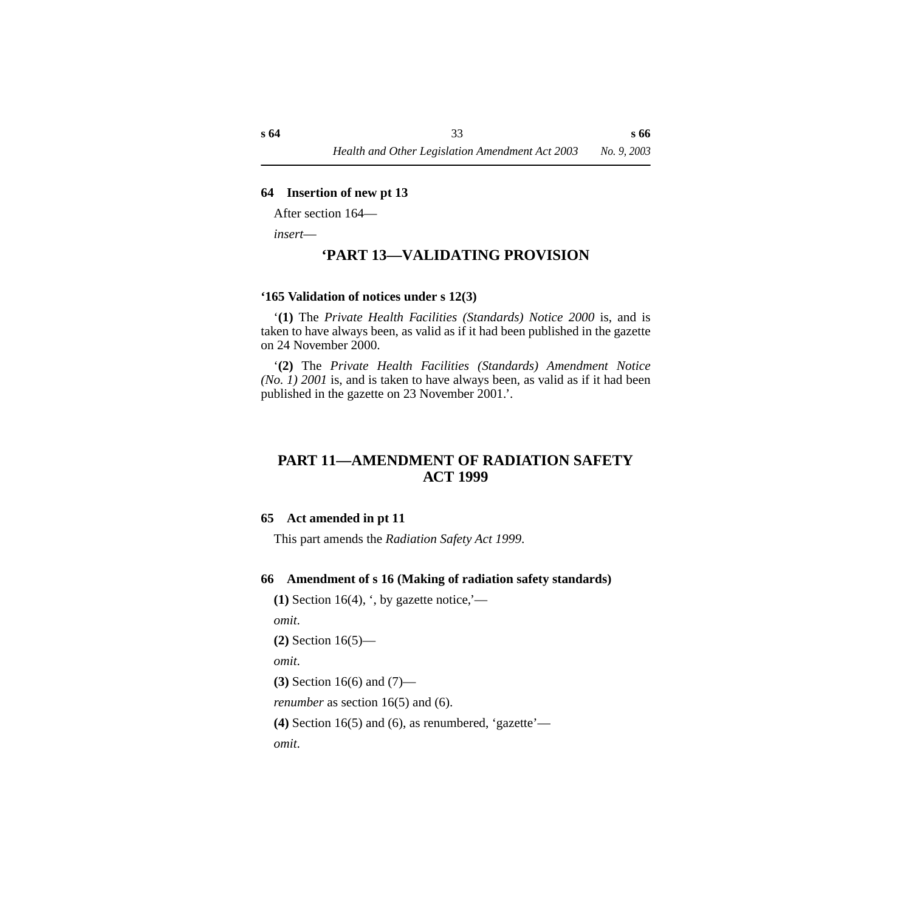#### 64 Insertion of new pt 13

After section 164—

*insert*—

## ‘PART 13—VALIDATING PROVISION

#### ‘165 Validation of notices under s 12(3)

‘**(1)** The *Private Health Facilities (Standards) Notice 2000* is, and is taken to have always been, as valid as if it had been published in the gazette on 24 November 2000.

‘**(2)** The *Private Health Facilities (Standards) Amendment Notice (No. 1) 2001* is, and is taken to have always been, as valid as if it had been published in the gazette on 23 November 2001.’.

## PART 11—AMENDMENT OF RADIATION SAFETY ACT 1999

#### 65 Act amended in pt 11

This part amends the *Radiation Safety Act 1999*.

#### 66 Amendment of s 16 (Making of radiation safety standards)

**(1)** Section 16(4), ‘, by gazette notice,’—

*omit.*

**(2)** Section 16(5)—

*omit.*

**(3)** Section 16(6) and (7)—

*renumber* as section 16(5) and (6).

**(4)** Section 16(5) and (6), as renumbered, ‘gazette’—

*omit.*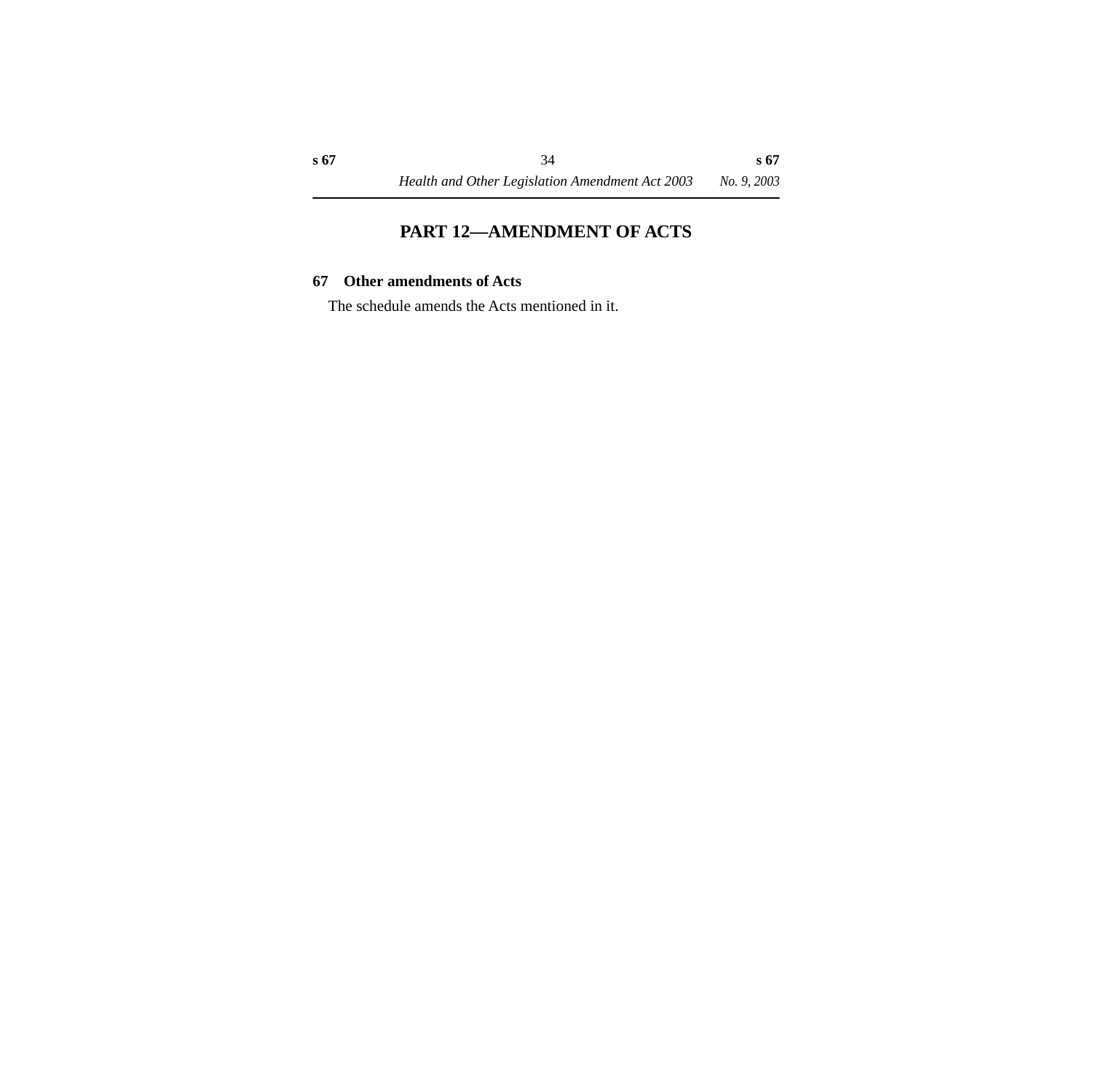## PART 12—AMENDMENT OF ACTS

### 67 Other amendments of Acts

The schedule amends the Acts mentioned in it.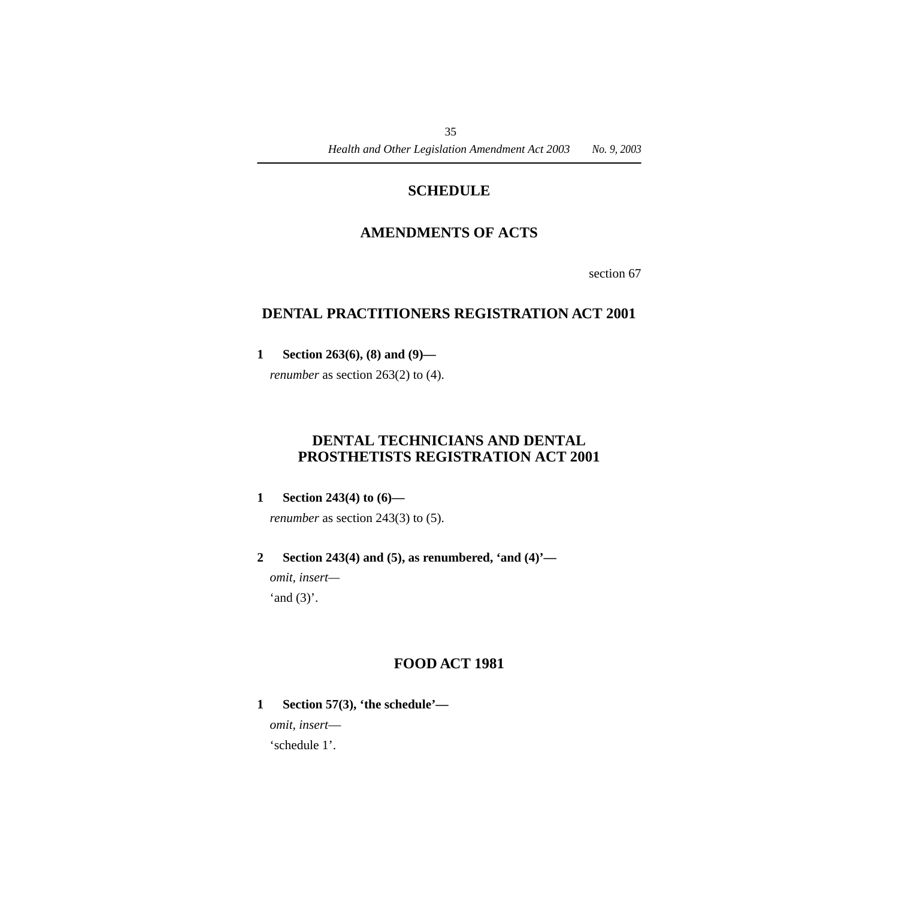# SCHEDULE

## AMENDMENTS OF ACTS

section 67

## DENTAL PRACTITIONERS REGISTRATION ACT 2001

**1 Section 263(6), (8) and (9)—**

*renumber* as section 263(2) to (4).

## DENTAL TECHNICIANS AND DENTAL PROSTHETISTS REGISTRATION ACT 2001

**1 Section 243(4) to (6)—**

*renumber* as section 243(3) to (5).

**2 Section 243(4) and (5), as renumbered, 'and (4)'—**

*omit, insert*—

'and (3)'.

## FOOD ACT 1981

**1 Section 57(3), 'the schedule'—**

*omit, insert*—

'schedule 1'.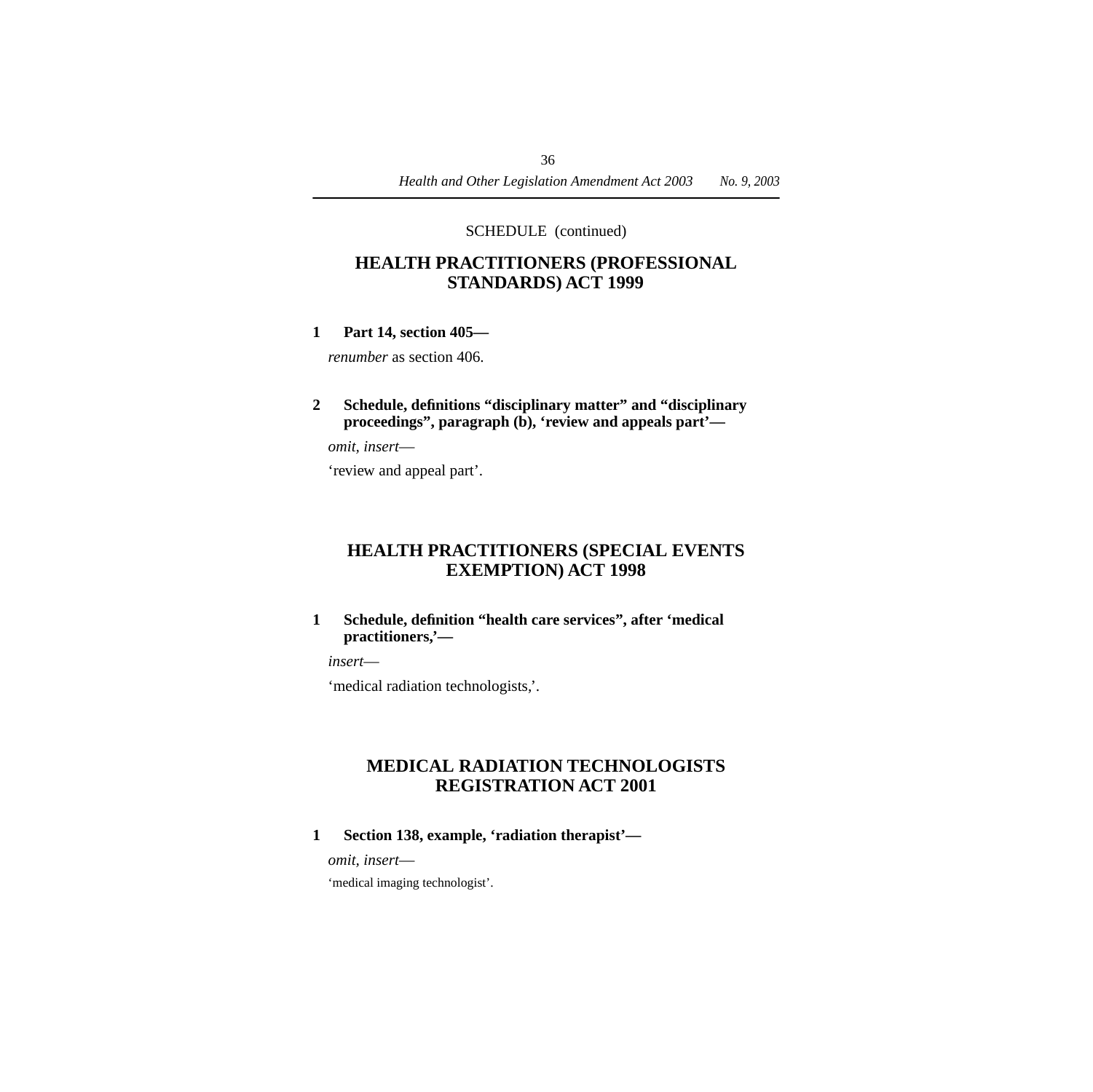SCHEDULE (continued)

## HEALTH PRACTITIONERS (PROFESSIONAL STANDARDS) ACT 1999

**1 Part 14, section 405—**

*renumber* as section 406.

**2 Schedule, definitions "disciplinary matter" and "disciplinary proceedings", paragraph (b), 'review and appeals part'—**

*omit, insert*—

'review and appeal part'.

## HEALTH PRACTITIONERS (SPECIAL EVENTS EXEMPTION) ACT 1998

**1 Schedule, definition "health care services", after 'medical practitioners,'—**

*insert*—

'medical radiation technologists,'.

## MEDICAL RADIATION TECHNOLOGISTS REGISTRATION ACT 2001

**1 Section 138, example, 'radiation therapist'—**

*omit, insert*—

'medical imaging technologist'.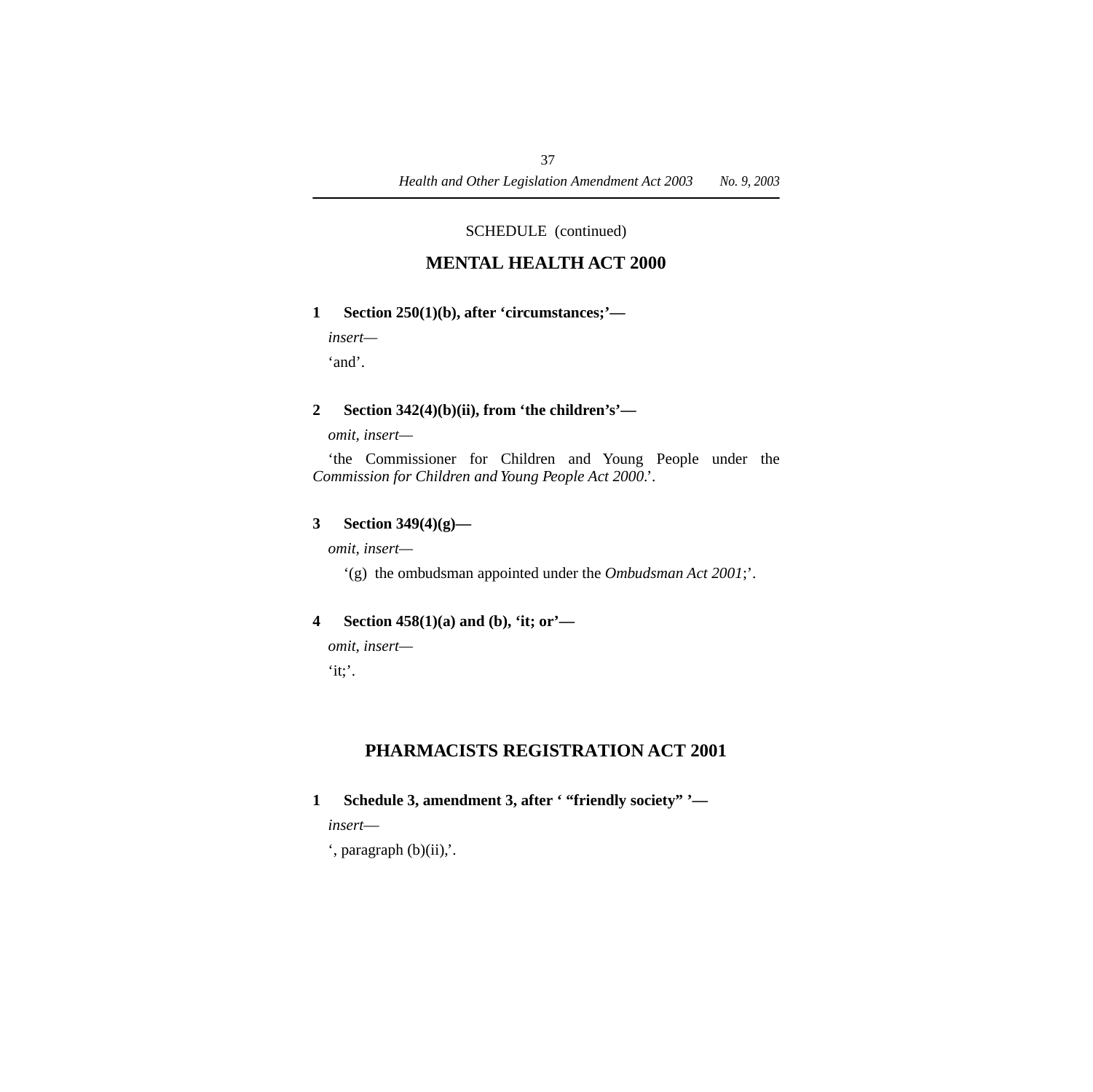SCHEDULE (continued)

## MENTAL HEALTH ACT 2000

**1 Section 250(1)(b), after 'circumstances;'—**

*insert*—

'and'.

**2 Section 342(4)(b)(ii), from 'the children's'—**

*omit, insert*—

'the Commissioner for Children and Young People under the *Commission for Children and Young People Act 2000*.'.

**3 Section 349(4)(g)—**

*omit, insert*—

'(g) the ombudsman appointed under the *Ombudsman Act 2001*;'.

**4 Section 458(1)(a) and (b), 'it; or'—**

*omit, insert*—

'it;'.

## PHARMACISTS REGISTRATION ACT 2001

**1 Schedule 3, amendment 3, after ' "friendly society" '—**

*insert*—

', paragraph (b)(ii),'.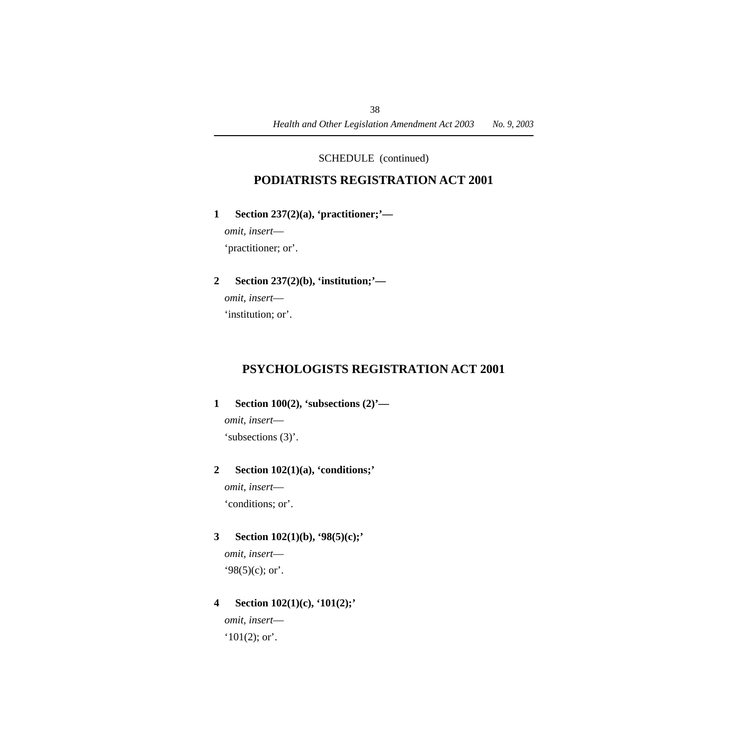SCHEDULE (continued)

## PODIATRISTS REGISTRATION ACT 2001

**1 Section 237(2)(a), ‘practitioner;’—**

*omit, insert*—

‘practitioner; or’.

**2 Section 237(2)(b), ‘institution;’—**

*omit, insert*—

‘institution; or’.

## PSYCHOLOGISTS REGISTRATION ACT 2001

**1 Section 100(2), ‘subsections (2)’—**

*omit, insert*—

‘subsections (3)’.

**2 Section 102(1)(a), ‘conditions;’**

*omit, insert*—

‘conditions; or’.

**3 Section 102(1)(b), ‘98(5)(c);’**

*omit, insert*—

‘98(5)(c); or’.

**4 Section 102(1)(c), ‘101(2);’**

*omit, insert*—

‘101(2); or’.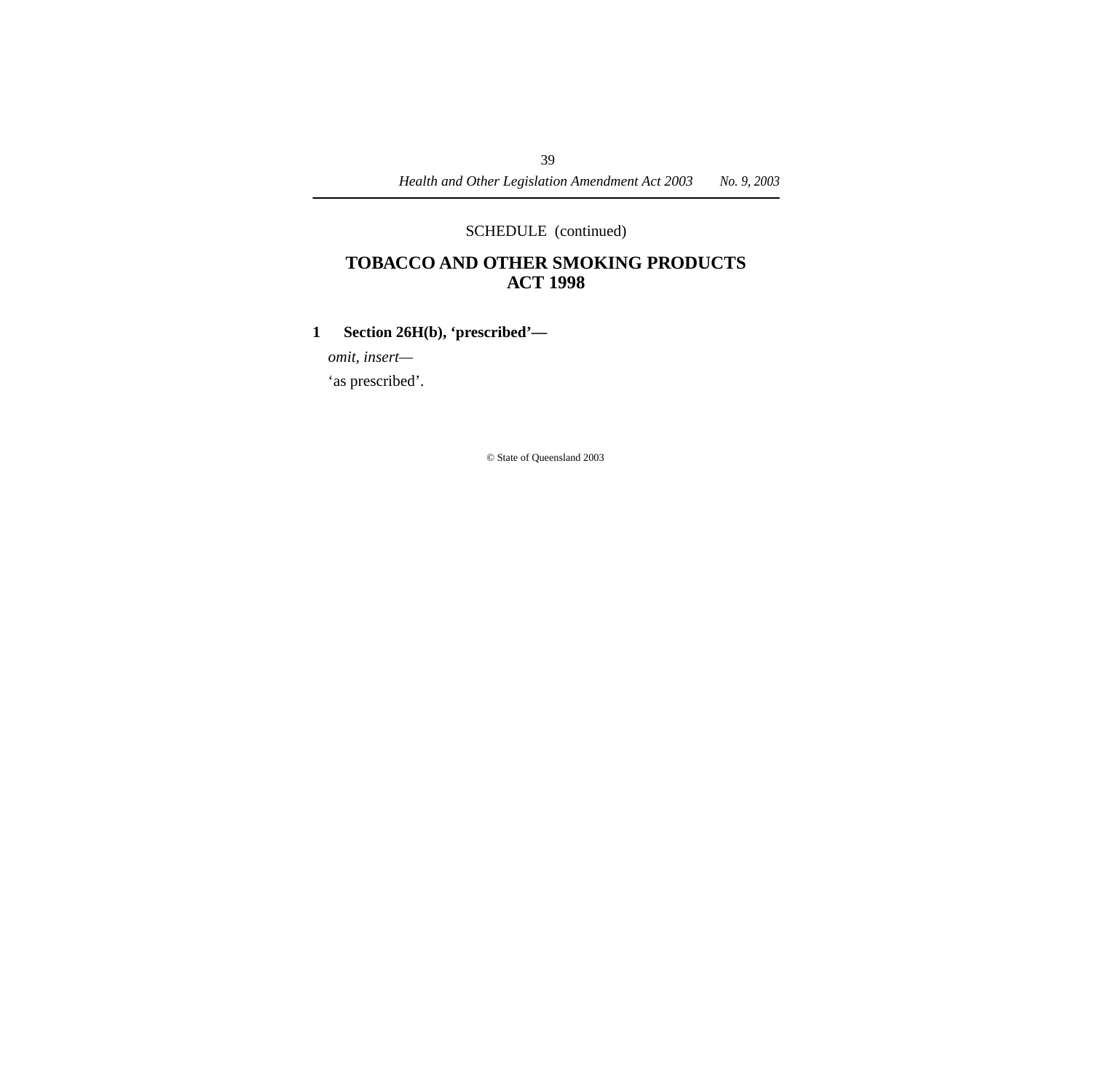SCHEDULE (continued)

## TOBACCO AND OTHER SMOKING PRODUCTS ACT 1998

**1 Section 26H(b), 'prescribed'—**

*omit, insert—*

'as prescribed'.

© State of Queensland 2003